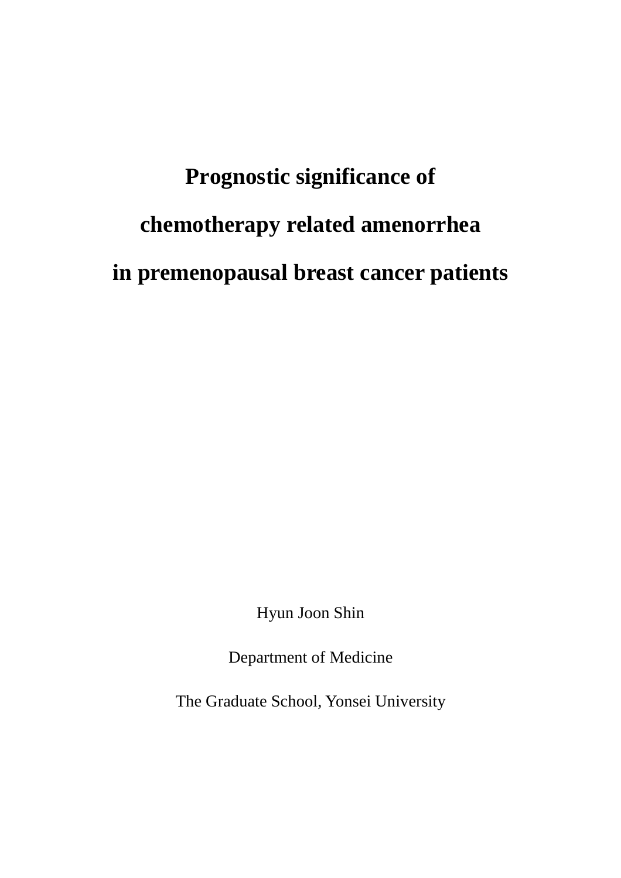# Prognostic significance of chemotherapy related amenorrhea in premenopausal breast cancer patients

Hyun Joon Shin

Department of Medicine

The Graduate School, Yonsei University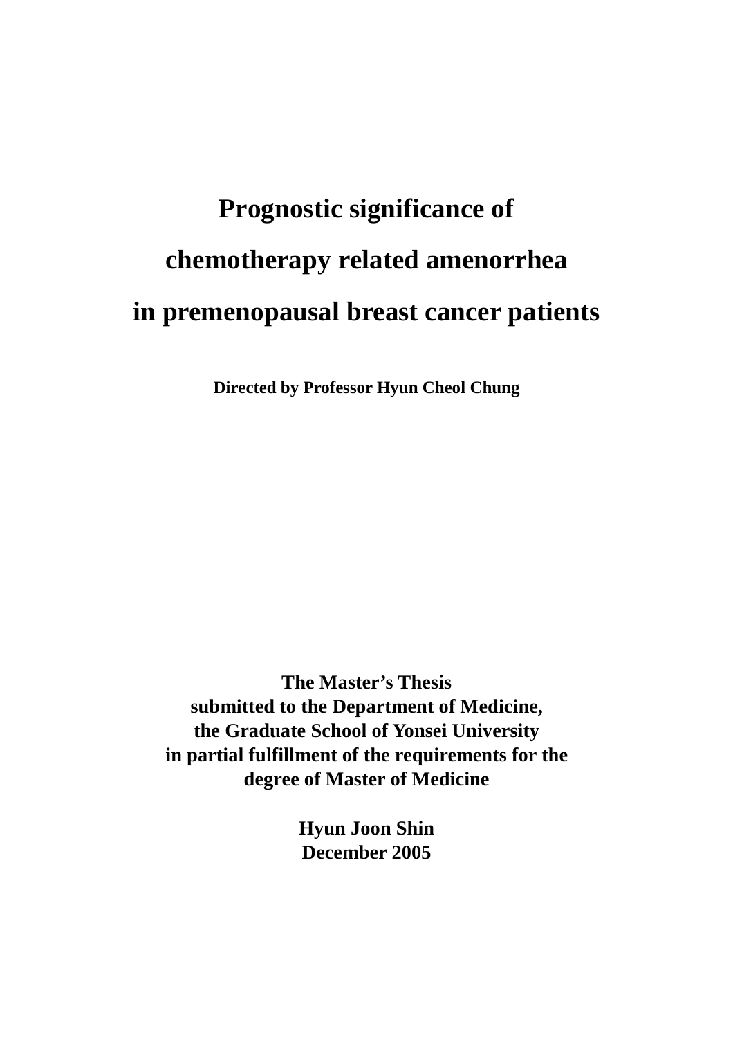# Prognostic significance of chemotherapy related amenorrhea in premenopausal breast cancer patients

**Directed by Professor Hyun Cheol Chung**

**The Master's Thesis**
**submitted to the Department of Medicine,**
**the Graduate School of Yonsei University**
**in partial fulfillment of the requirements for the degree of Master of Medicine**

**Hyun Joon Shin**
**December 2005**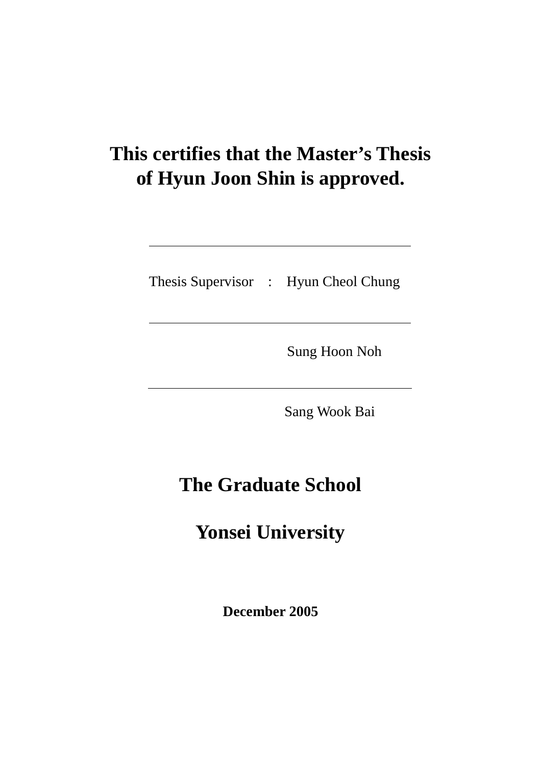**This certifies that the Master's Thesis of Hyun Joon Shin is approved.**

---

Thesis Supervisor : Hyun Cheol Chung

---

Sung Hoon Noh

---

Sang Wook Bai

**The Graduate School**

**Yonsei University**

**December 2005**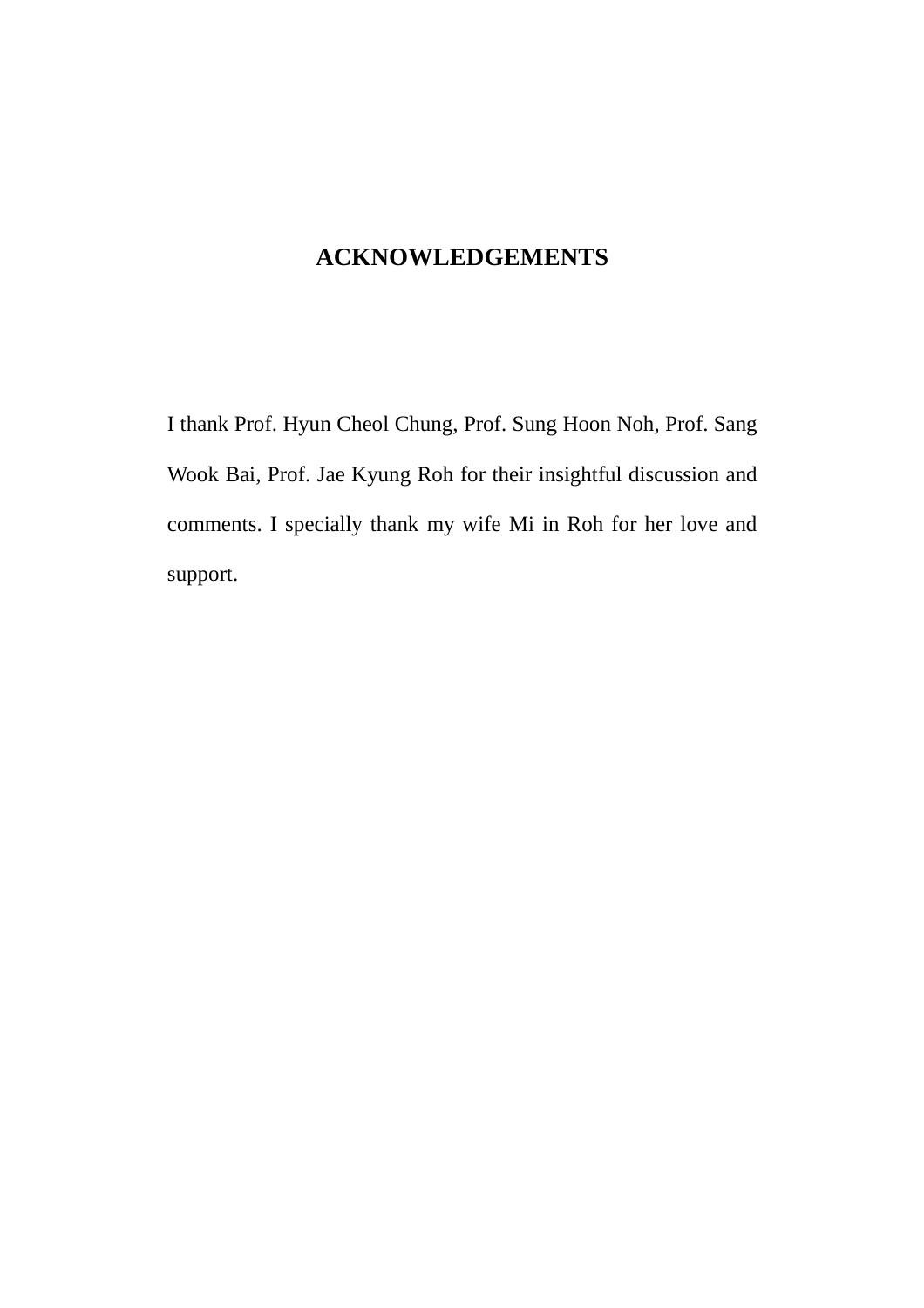# ACKNOWLEDGEMENTS

I thank Prof. Hyun Cheol Chung, Prof. Sung Hoon Noh, Prof. Sang Wook Bai, Prof. Jae Kyung Roh for their insightful discussion and comments. I specially thank my wife Mi in Roh for her love and support.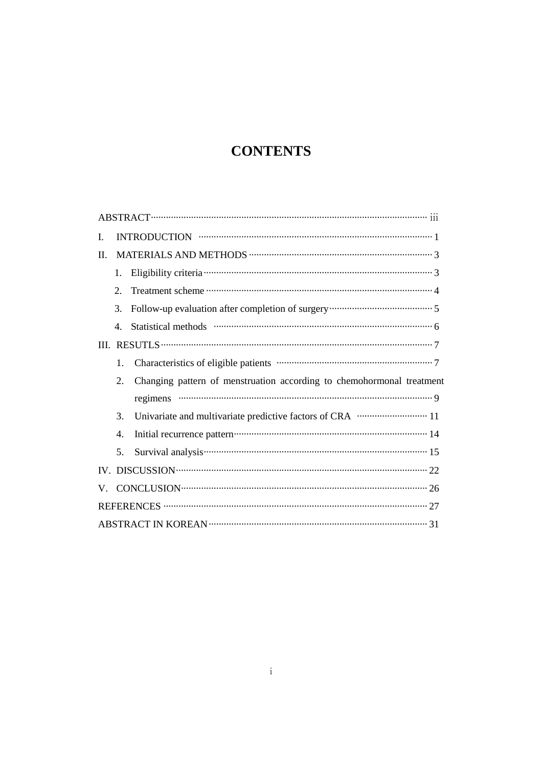# CONTENTS

ABSTRACT ········································································ iii

I. INTRODUCTION ······························································ 1

II. MATERIALS AND METHODS ·············································· 3

1. Eligibility criteria ······························································ 3
2. Treatment scheme ····························································· 4
3. Follow-up evaluation after completion of surgery ······················ 5
4. Statistical methods ···························································· 6

III. RESUTLS ······································································ 7

1. Characteristics of eligible patients ········································· 7
2. Changing pattern of menstruation according to chemohormonal treatment regimens ····································································· 9
3. Univariate and multivariate predictive factors of CRA ················ 11
4. Initial recurrence pattern ····················································· 14
5. Survival analysis ······························································ 15

IV. DISCUSSION ································································ 22

V. CONCLUSION ································································ 26

REFERENCES ····································································· 27

ABSTRACT IN KOREAN ························································ 31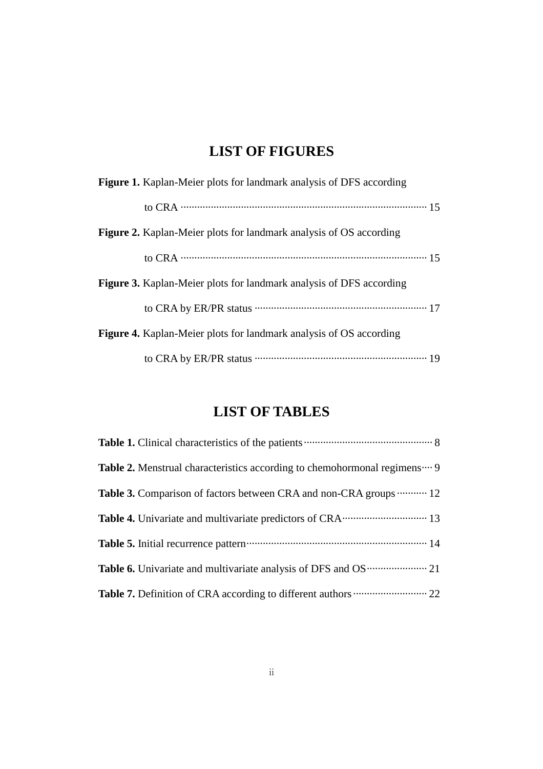## LIST OF FIGURES

**Figure 1.** Kaplan-Meier plots for landmark analysis of DFS according to CRA ········ 15

**Figure 2.** Kaplan-Meier plots for landmark analysis of OS according to CRA ········ 15

**Figure 3.** Kaplan-Meier plots for landmark analysis of DFS according to CRA by ER/PR status ········ 17

**Figure 4.** Kaplan-Meier plots for landmark analysis of OS according to CRA by ER/PR status ········ 19

## LIST OF TABLES

**Table 1.** Clinical characteristics of the patients ········ 8

**Table 2.** Menstrual characteristics according to chemohormonal regimens···· 9

**Table 3.** Comparison of factors between CRA and non-CRA groups ········ 12

**Table 4.** Univariate and multivariate predictors of CRA ········ 13

**Table 5.** Initial recurrence pattern ········ 14

**Table 6.** Univariate and multivariate analysis of DFS and OS ········ 21

**Table 7.** Definition of CRA according to different authors ········ 22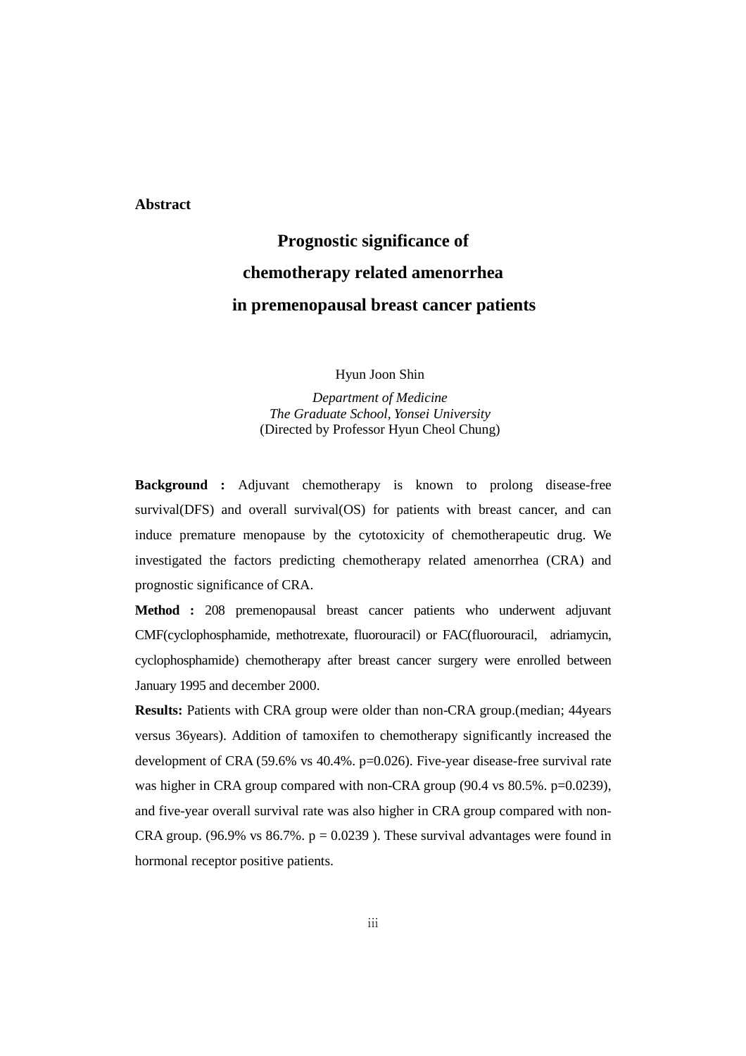**Abstract**

# Prognostic significance of chemotherapy related amenorrhea in premenopausal breast cancer patients

Hyun Joon Shin

*Department of Medicine*
*The Graduate School, Yonsei University*
(Directed by Professor Hyun Cheol Chung)

**Background :** Adjuvant chemotherapy is known to prolong disease-free survival(DFS) and overall survival(OS) for patients with breast cancer, and can induce premature menopause by the cytotoxicity of chemotherapeutic drug. We investigated the factors predicting chemotherapy related amenorrhea (CRA) and prognostic significance of CRA.

**Method :** 208 premenopausal breast cancer patients who underwent adjuvant CMF(cyclophosphamide, methotrexate, fluorouracil) or FAC(fluorouracil, adriamycin, cyclophosphamide) chemotherapy after breast cancer surgery were enrolled between January 1995 and december 2000.

**Results:** Patients with CRA group were older than non-CRA group.(median; 44years versus 36years). Addition of tamoxifen to chemotherapy significantly increased the development of CRA (59.6% vs 40.4%. p=0.026). Five-year disease-free survival rate was higher in CRA group compared with non-CRA group (90.4 vs 80.5%. p=0.0239), and five-year overall survival rate was also higher in CRA group compared with non-CRA group. (96.9% vs 86.7%. p = 0.0239 ). These survival advantages were found in hormonal receptor positive patients.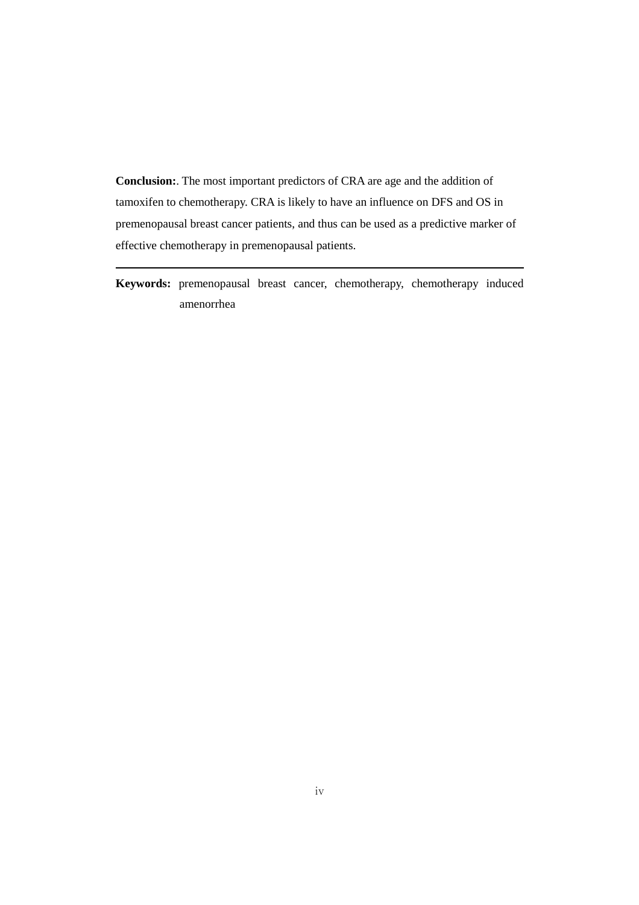**Conclusion:**. The most important predictors of CRA are age and the addition of tamoxifen to chemotherapy. CRA is likely to have an influence on DFS and OS in premenopausal breast cancer patients, and thus can be used as a predictive marker of effective chemotherapy in premenopausal patients.

---

**Keywords:** premenopausal breast cancer, chemotherapy, chemotherapy induced amenorrhea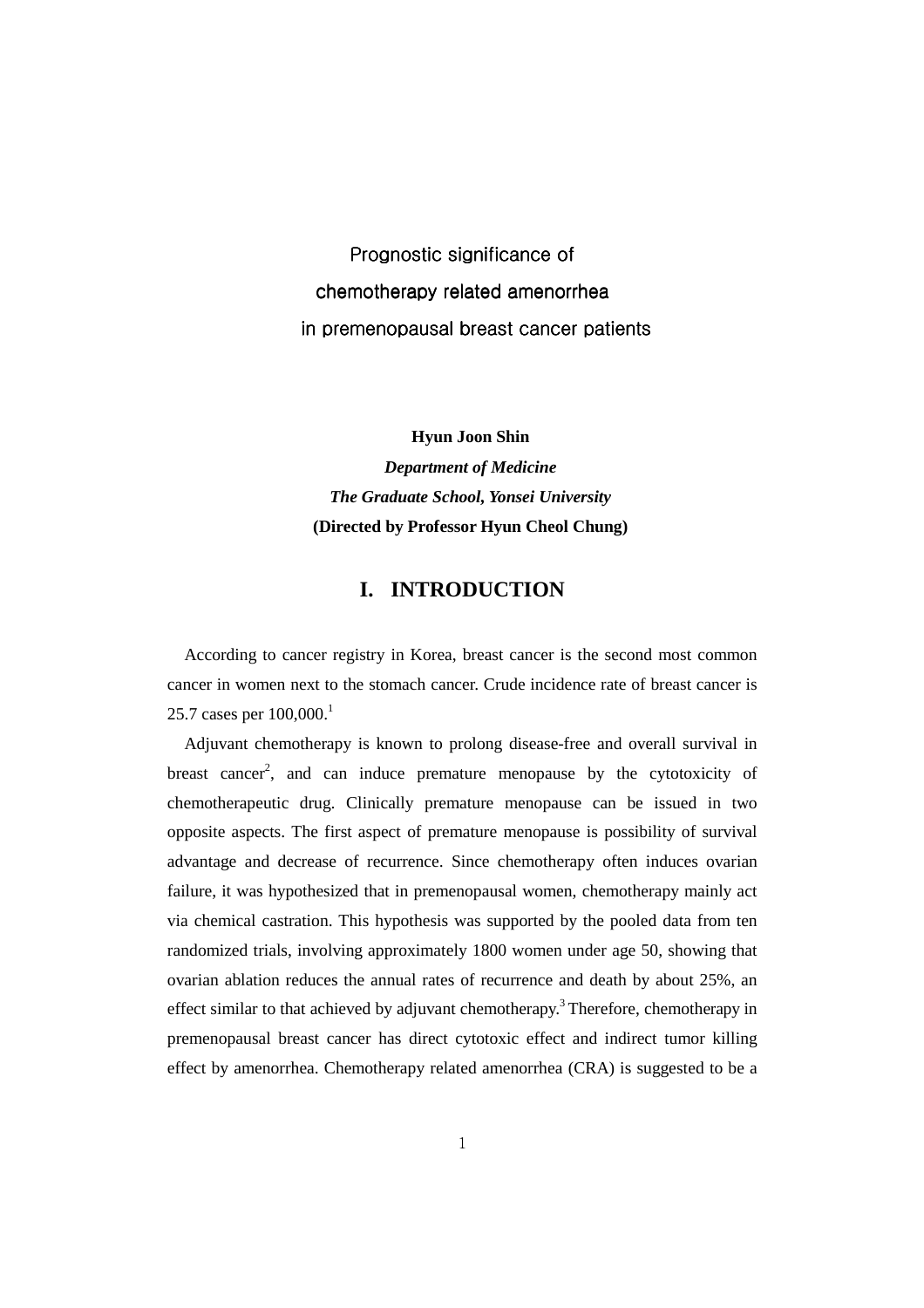# Prognostic significance of chemotherapy related amenorrhea in premenopausal breast cancer patients

**Hyun Joon Shin**

***Department of Medicine***

***The Graduate School, Yonsei University***

**(Directed by Professor Hyun Cheol Chung)**

## I. INTRODUCTION

According to cancer registry in Korea, breast cancer is the second most common cancer in women next to the stomach cancer. Crude incidence rate of breast cancer is 25.7 cases per 100,000.[1]

Adjuvant chemotherapy is known to prolong disease-free and overall survival in breast cancer[2], and can induce premature menopause by the cytotoxicity of chemotherapeutic drug. Clinically premature menopause can be issued in two opposite aspects. The first aspect of premature menopause is possibility of survival advantage and decrease of recurrence. Since chemotherapy often induces ovarian failure, it was hypothesized that in premenopausal women, chemotherapy mainly act via chemical castration. This hypothesis was supported by the pooled data from ten randomized trials, involving approximately 1800 women under age 50, showing that ovarian ablation reduces the annual rates of recurrence and death by about 25%, an effect similar to that achieved by adjuvant chemotherapy.[3] Therefore, chemotherapy in premenopausal breast cancer has direct cytotoxic effect and indirect tumor killing effect by amenorrhea. Chemotherapy related amenorrhea (CRA) is suggested to be a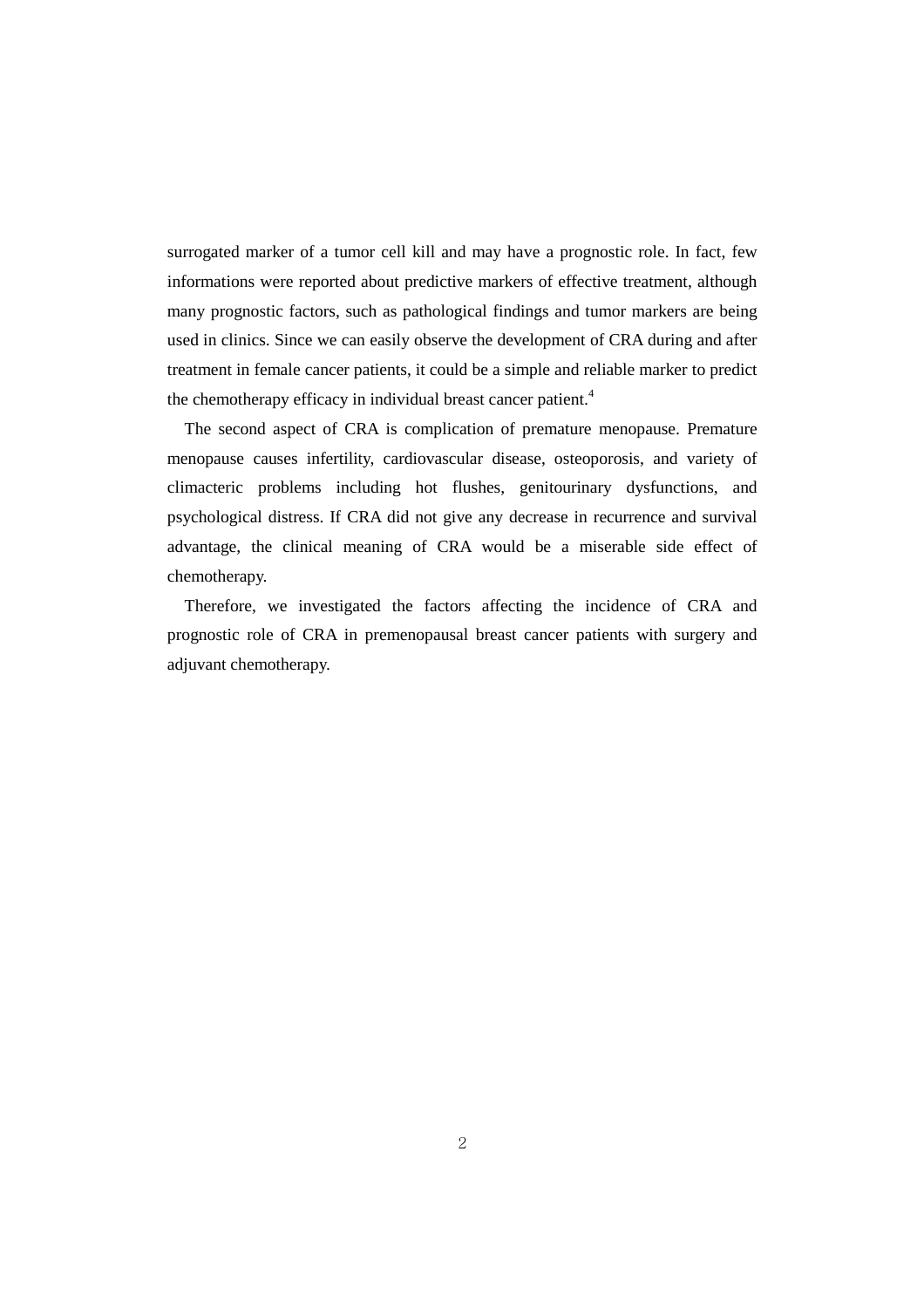surrogated marker of a tumor cell kill and may have a prognostic role. In fact, few informations were reported about predictive markers of effective treatment, although many prognostic factors, such as pathological findings and tumor markers are being used in clinics. Since we can easily observe the development of CRA during and after treatment in female cancer patients, it could be a simple and reliable marker to predict the chemotherapy efficacy in individual breast cancer patient.[4]

The second aspect of CRA is complication of premature menopause. Premature menopause causes infertility, cardiovascular disease, osteoporosis, and variety of climacteric problems including hot flushes, genitourinary dysfunctions, and psychological distress. If CRA did not give any decrease in recurrence and survival advantage, the clinical meaning of CRA would be a miserable side effect of chemotherapy.

Therefore, we investigated the factors affecting the incidence of CRA and prognostic role of CRA in premenopausal breast cancer patients with surgery and adjuvant chemotherapy.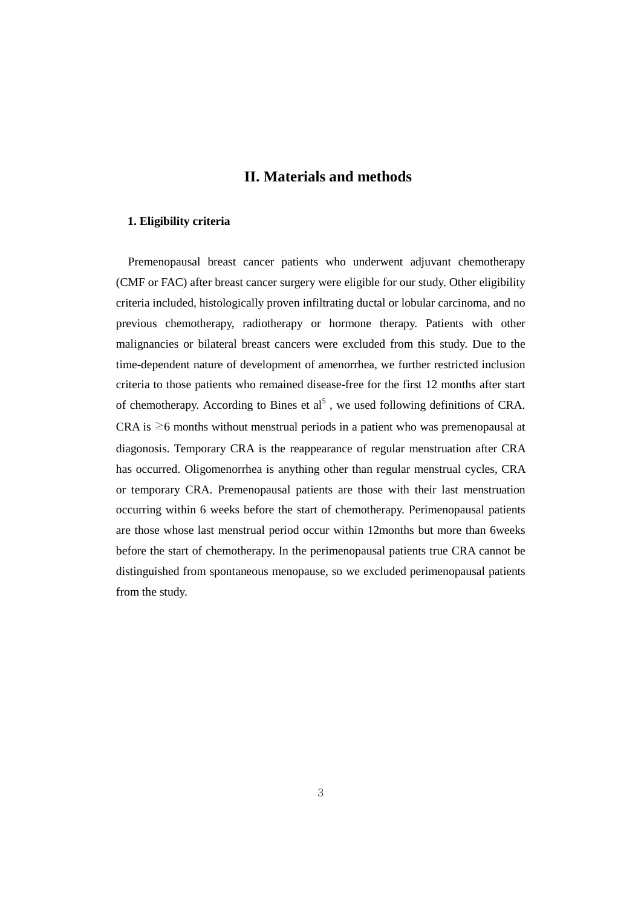# II. Materials and methods

### 1. Eligibility criteria

Premenopausal breast cancer patients who underwent adjuvant chemotherapy (CMF or FAC) after breast cancer surgery were eligible for our study. Other eligibility criteria included, histologically proven infiltrating ductal or lobular carcinoma, and no previous chemotherapy, radiotherapy or hormone therapy. Patients with other malignancies or bilateral breast cancers were excluded from this study. Due to the time-dependent nature of development of amenorrhea, we further restricted inclusion criteria to those patients who remained disease-free for the first 12 months after start of chemotherapy. According to Bines et al[5] , we used following definitions of CRA. CRA is ≥6 months without menstrual periods in a patient who was premenopausal at diagonosis. Temporary CRA is the reappearance of regular menstruation after CRA has occurred. Oligomenorrhea is anything other than regular menstrual cycles, CRA or temporary CRA. Premenopausal patients are those with their last menstruation occurring within 6 weeks before the start of chemotherapy. Perimenopausal patients are those whose last menstrual period occur within 12months but more than 6weeks before the start of chemotherapy. In the perimenopausal patients true CRA cannot be distinguished from spontaneous menopause, so we excluded perimenopausal patients from the study.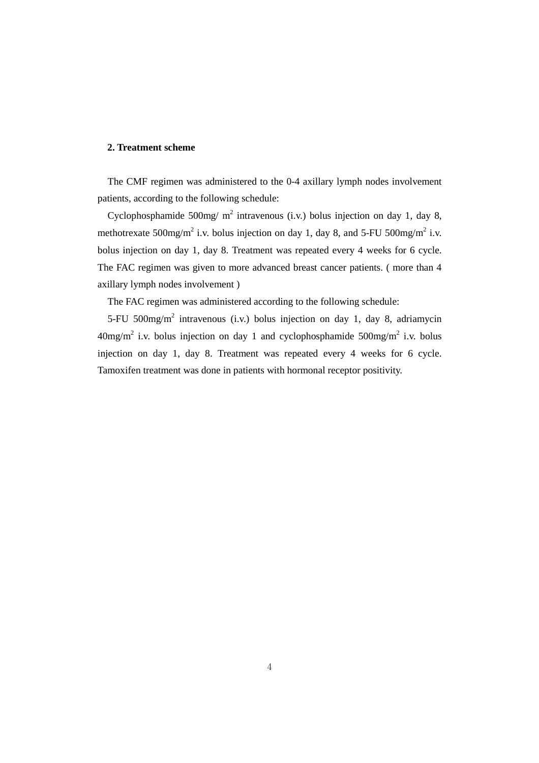## 2. Treatment scheme

The CMF regimen was administered to the 0-4 axillary lymph nodes involvement patients, according to the following schedule:

Cyclophosphamide 500mg/ $m^2$ intravenous (i.v.) bolus injection on day 1, day 8, methotrexate 500mg/$m^2$ i.v. bolus injection on day 1, day 8, and 5-FU 500mg/$m^2$ i.v. bolus injection on day 1, day 8. Treatment was repeated every 4 weeks for 6 cycle. The FAC regimen was given to more advanced breast cancer patients. ( more than 4 axillary lymph nodes involvement )

The FAC regimen was administered according to the following schedule:

5-FU 500mg/$m^2$ intravenous (i.v.) bolus injection on day 1, day 8, adriamycin 40mg/$m^2$ i.v. bolus injection on day 1 and cyclophosphamide 500mg/$m^2$ i.v. bolus injection on day 1, day 8. Treatment was repeated every 4 weeks for 6 cycle. Tamoxifen treatment was done in patients with hormonal receptor positivity.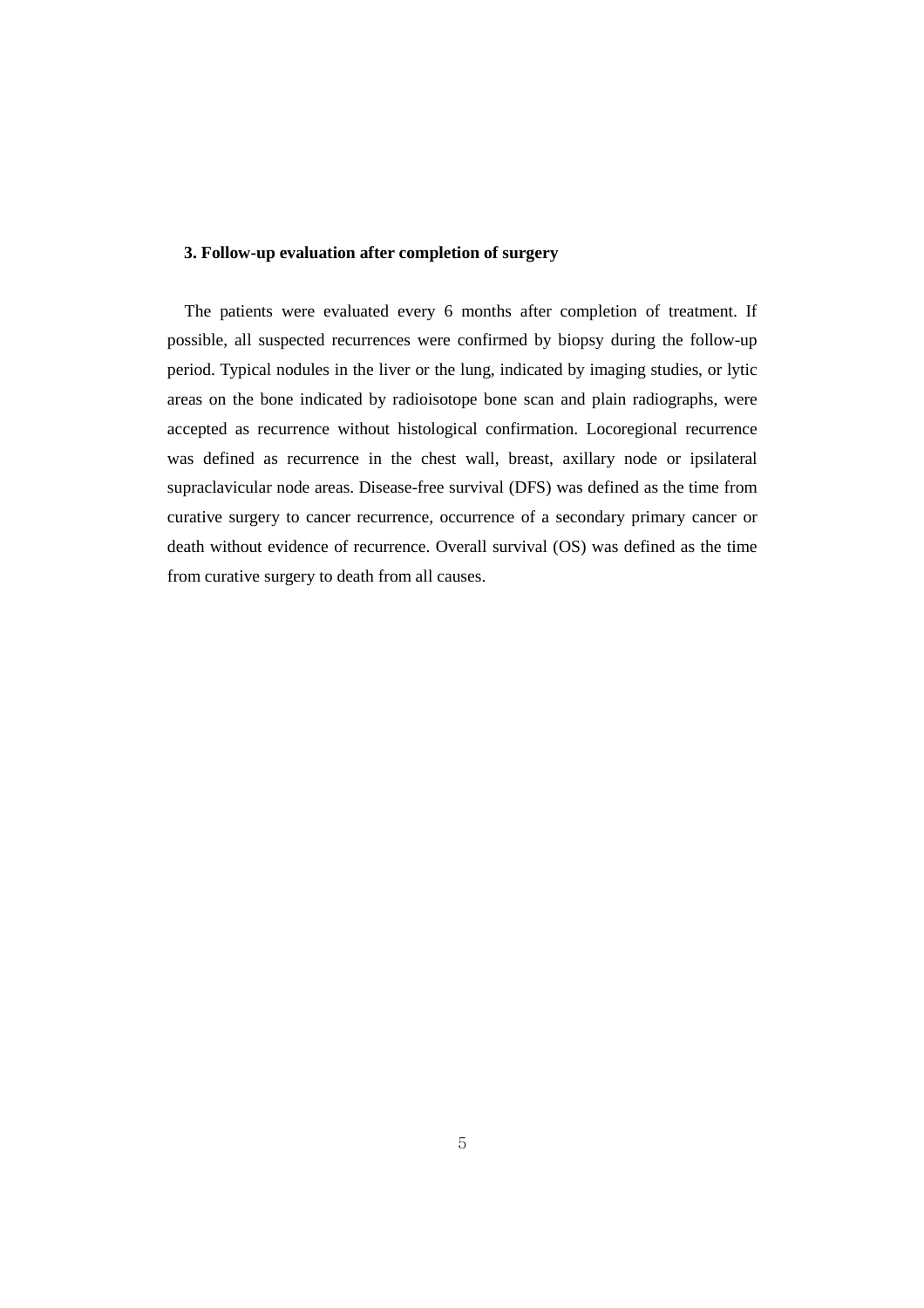### 3. Follow-up evaluation after completion of surgery

The patients were evaluated every 6 months after completion of treatment. If possible, all suspected recurrences were confirmed by biopsy during the follow-up period. Typical nodules in the liver or the lung, indicated by imaging studies, or lytic areas on the bone indicated by radioisotope bone scan and plain radiographs, were accepted as recurrence without histological confirmation. Locoregional recurrence was defined as recurrence in the chest wall, breast, axillary node or ipsilateral supraclavicular node areas. Disease-free survival (DFS) was defined as the time from curative surgery to cancer recurrence, occurrence of a secondary primary cancer or death without evidence of recurrence. Overall survival (OS) was defined as the time from curative surgery to death from all causes.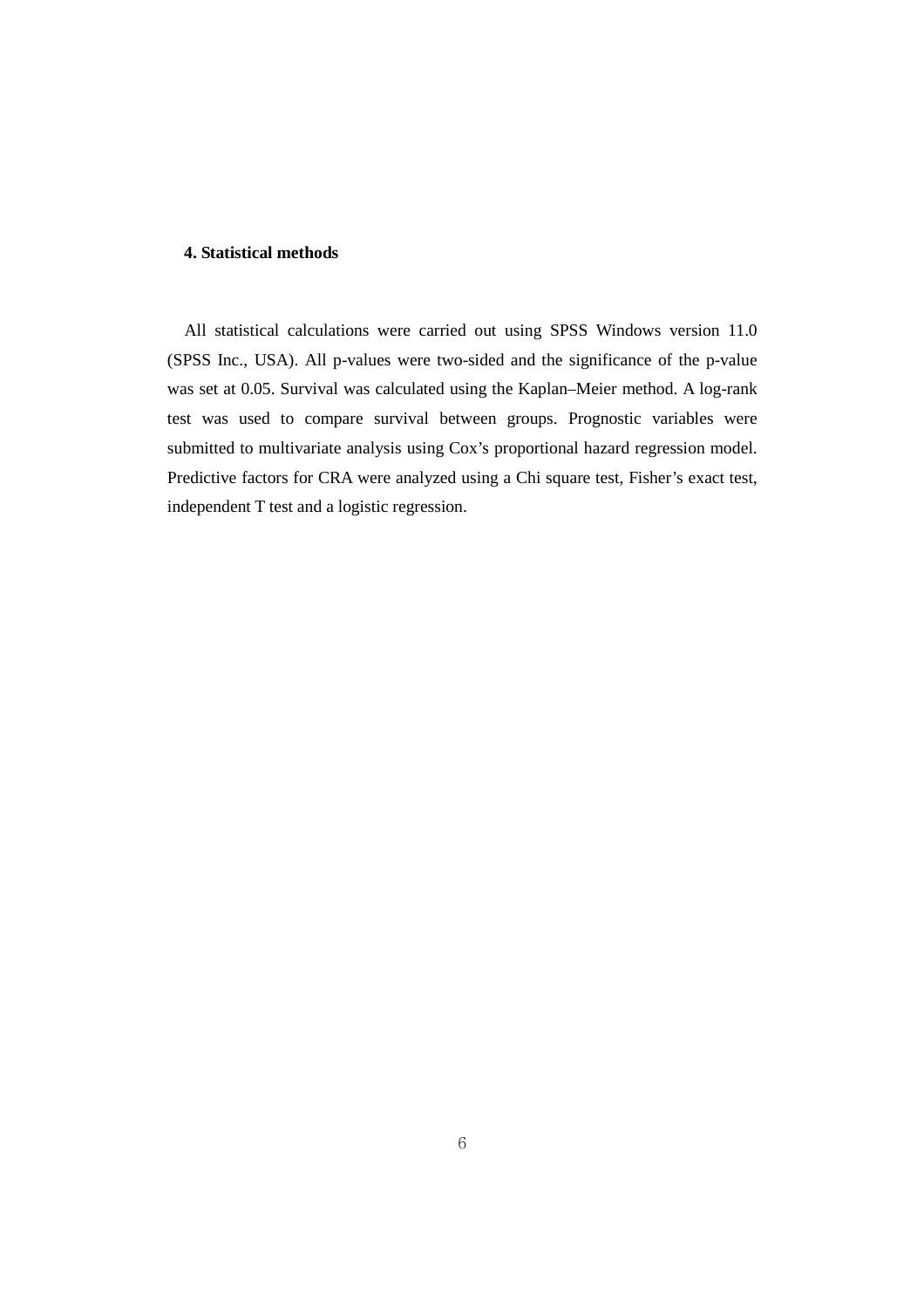### 4. Statistical methods

All statistical calculations were carried out using SPSS Windows version 11.0 (SPSS Inc., USA). All p-values were two-sided and the significance of the p-value was set at 0.05. Survival was calculated using the Kaplan–Meier method. A log-rank test was used to compare survival between groups. Prognostic variables were submitted to multivariate analysis using Cox's proportional hazard regression model. Predictive factors for CRA were analyzed using a Chi square test, Fisher's exact test, independent T test and a logistic regression.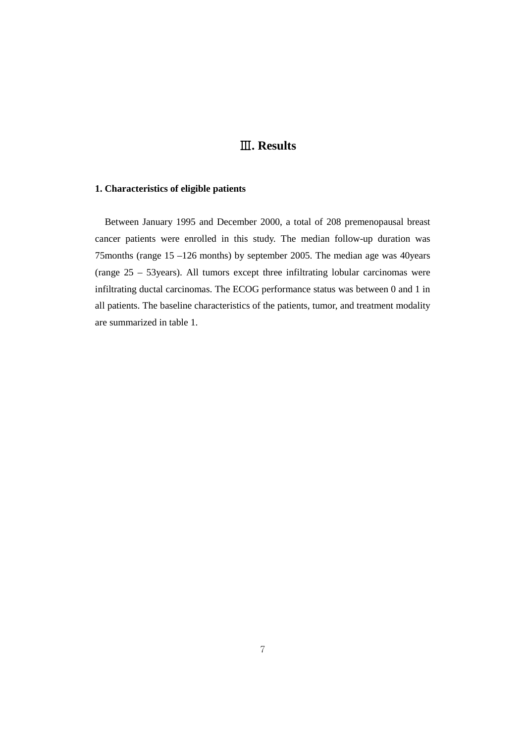# Ⅲ. Results

### 1. Characteristics of eligible patients

Between January 1995 and December 2000, a total of 208 premenopausal breast cancer patients were enrolled in this study. The median follow-up duration was 75months (range 15 –126 months) by september 2005. The median age was 40years (range 25 – 53years). All tumors except three infiltrating lobular carcinomas were infiltrating ductal carcinomas. The ECOG performance status was between 0 and 1 in all patients. The baseline characteristics of the patients, tumor, and treatment modality are summarized in table 1.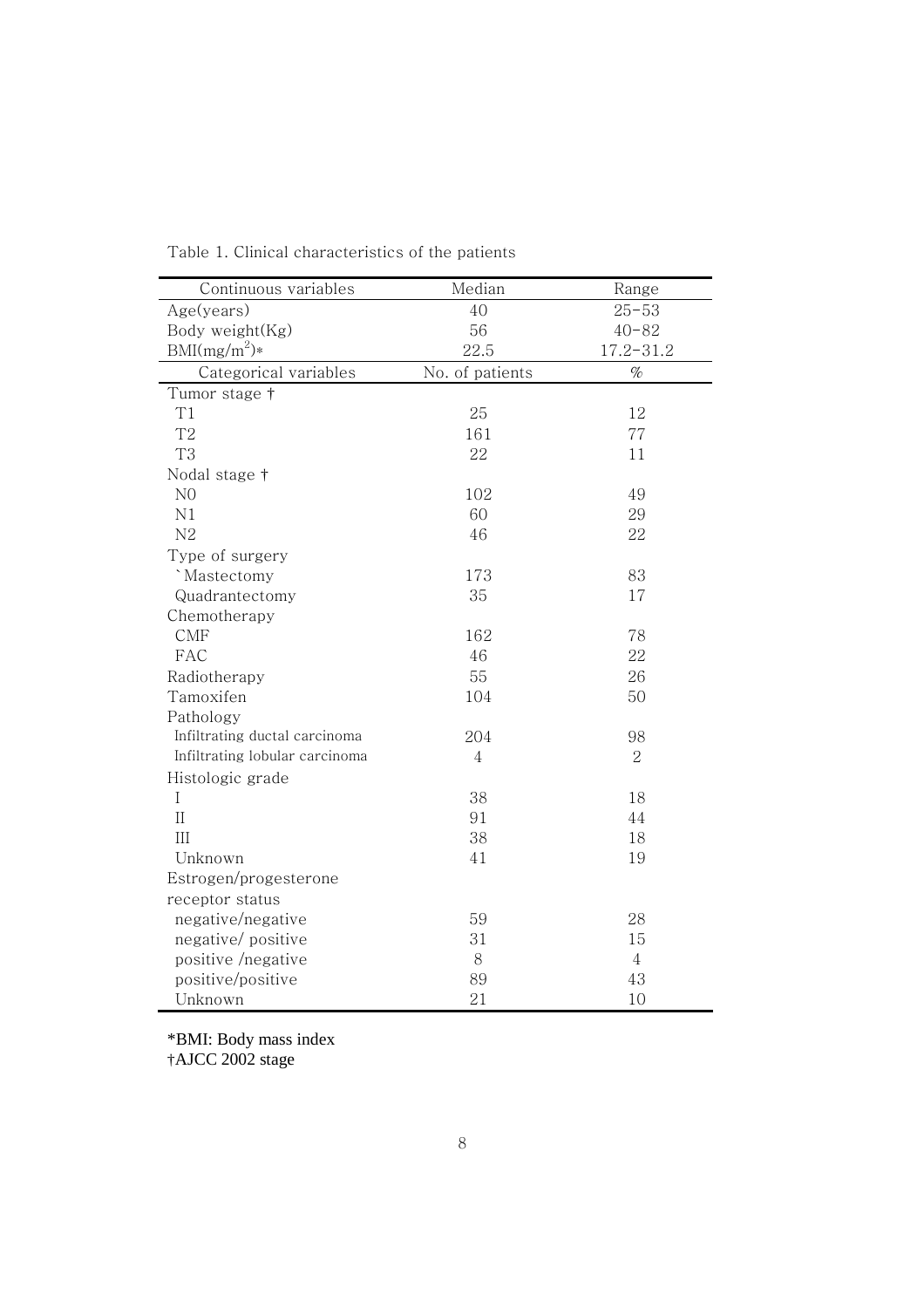Table 1. Clinical characteristics of the patients

| Continuous variables | Median | Range |
|---|---|---|
| Age(years) | 40 | 25-53 |
| Body weight(Kg) | 56 | 40-82 |
| BMI(mg/$m^2$)* | 22.5 | 17.2-31.2 |
| **Categorical variables** | **No. of patients** | **%** |
| Tumor stage † | | |
| T1 | 25 | 12 |
| T2 | 161 | 77 |
| T3 | 22 | 11 |
| Nodal stage † | | |
| N0 | 102 | 49 |
| N1 | 60 | 29 |
| N2 | 46 | 22 |
| Type of surgery | | |
| `Mastectomy | 173 | 83 |
| Quadrantectomy | 35 | 17 |
| Chemotherapy | | |
| CMF | 162 | 78 |
| FAC | 46 | 22 |
| Radiotherapy | 55 | 26 |
| Tamoxifen | 104 | 50 |
| Pathology | | |
| Infiltrating ductal carcinoma | 204 | 98 |
| Infiltrating lobular carcinoma | 4 | 2 |
| Histologic grade | | |
| I | 38 | 18 |
| II | 91 | 44 |
| III | 38 | 18 |
| Unknown | 41 | 19 |
| Estrogen/progesterone receptor status | | |
| negative/negative | 59 | 28 |
| negative/ positive | 31 | 15 |
| positive /negative | 8 | 4 |
| positive/positive | 89 | 43 |
| Unknown | 21 | 10 |

*BMI: Body mass index
†AJCC 2002 stage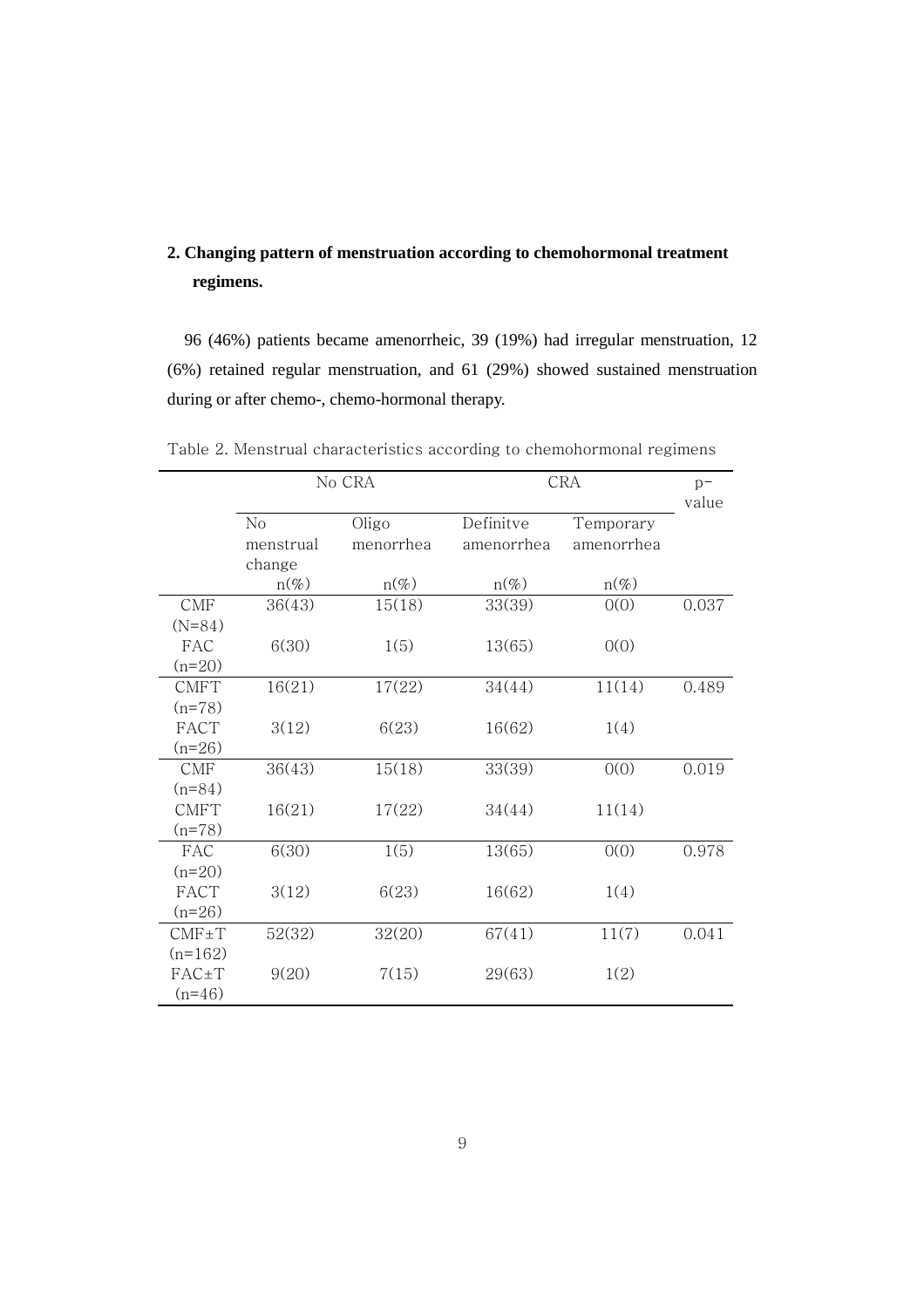## 2. Changing pattern of menstruation according to chemohormonal treatment regimens.

96 (46%) patients became amenorrheic, 39 (19%) had irregular menstruation, 12 (6%) retained regular menstruation, and 61 (29%) showed sustained menstruation during or after chemo-, chemo-hormonal therapy.

Table 2. Menstrual characteristics according to chemohormonal regimens

| | No CRA | | CRA | | p-value |
|---|---|---|---|---|---|
| | No menstrual change | Oligo menorrhea | Definitve amenorrhea | Temporary amenorrhea | |
| | n(%) | n(%) | n(%) | n(%) | |
| CMF (N=84) | 36(43) | 15(18) | 33(39) | 0(0) | 0.037 |
| FAC (n=20) | 6(30) | 1(5) | 13(65) | 0(0) | |
| CMFT (n=78) | 16(21) | 17(22) | 34(44) | 11(14) | 0.489 |
| FACT (n=26) | 3(12) | 6(23) | 16(62) | 1(4) | |
| CMF (n=84) | 36(43) | 15(18) | 33(39) | 0(0) | 0.019 |
| CMFT (n=78) | 16(21) | 17(22) | 34(44) | 11(14) | |
| FAC (n=20) | 6(30) | 1(5) | 13(65) | 0(0) | 0.978 |
| FACT (n=26) | 3(12) | 6(23) | 16(62) | 1(4) | |
| CMF±T (n=162) | 52(32) | 32(20) | 67(41) | 11(7) | 0.041 |
| FAC±T (n=46) | 9(20) | 7(15) | 29(63) | 1(2) | |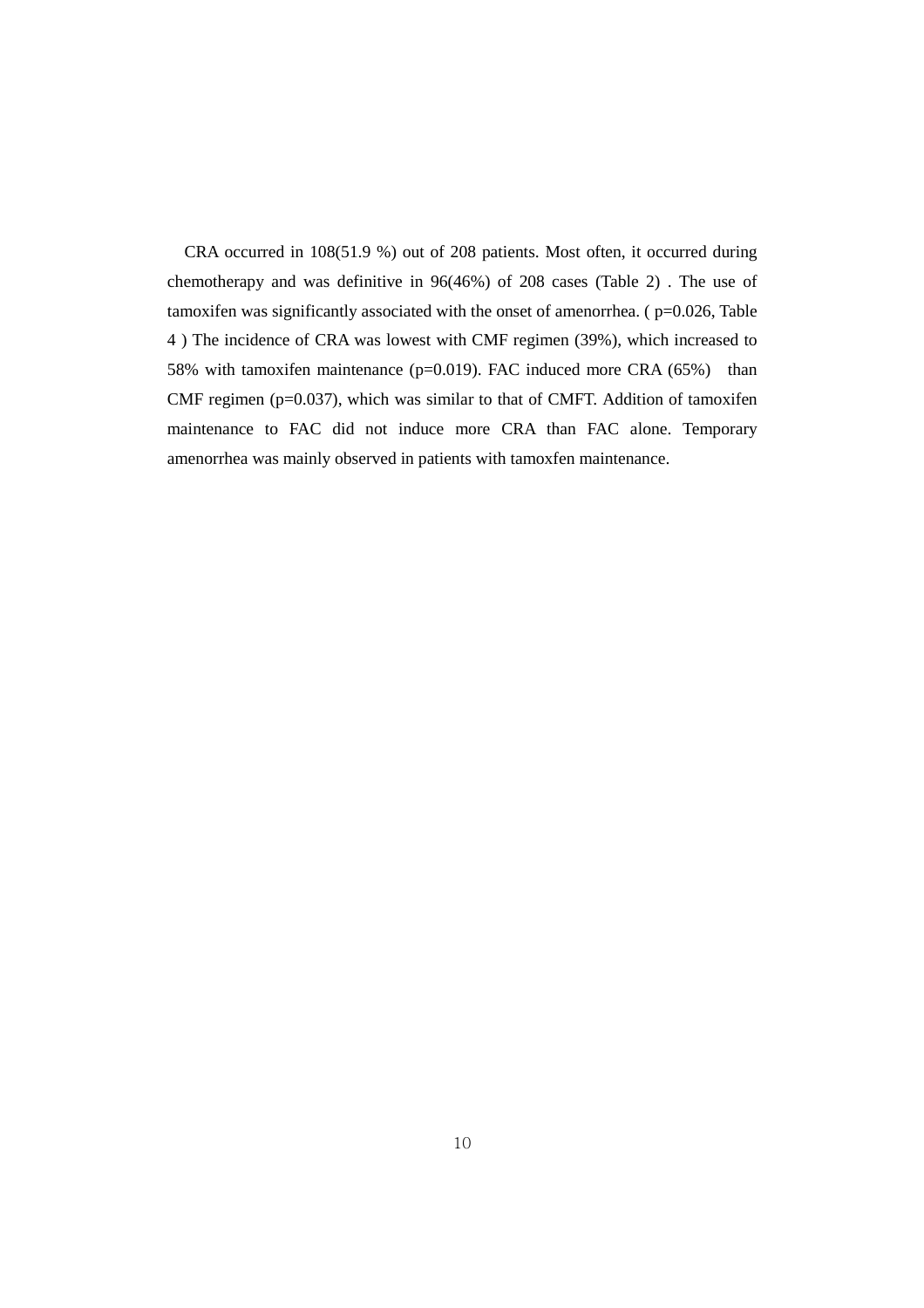CRA occurred in 108(51.9 %) out of 208 patients. Most often, it occurred during chemotherapy and was definitive in 96(46%) of 208 cases (Table 2) . The use of tamoxifen was significantly associated with the onset of amenorrhea. ( p=0.026, Table 4 ) The incidence of CRA was lowest with CMF regimen (39%), which increased to 58% with tamoxifen maintenance (p=0.019). FAC induced more CRA (65%) than CMF regimen (p=0.037), which was similar to that of CMFT. Addition of tamoxifen maintenance to FAC did not induce more CRA than FAC alone. Temporary amenorrhea was mainly observed in patients with tamoxfen maintenance.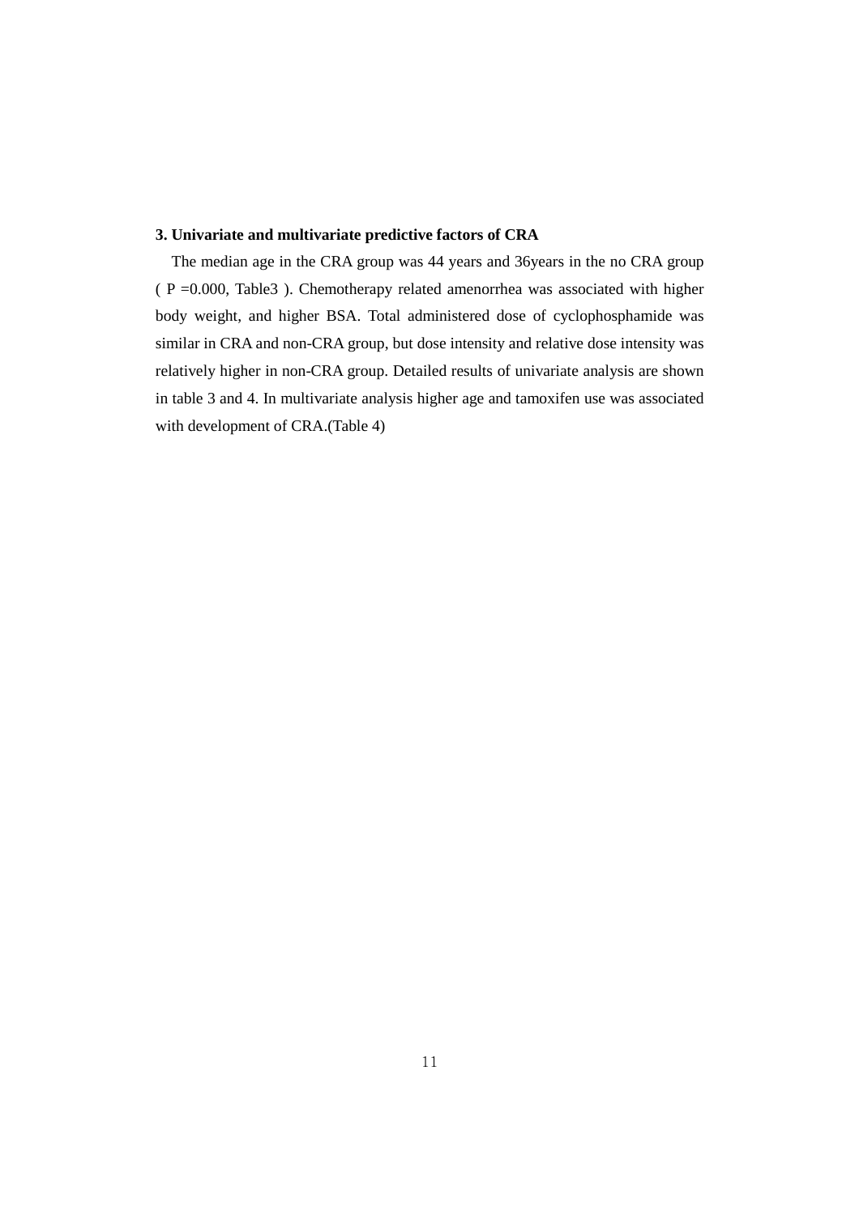### 3. Univariate and multivariate predictive factors of CRA

The median age in the CRA group was 44 years and 36years in the no CRA group ( P =0.000, Table3 ). Chemotherapy related amenorrhea was associated with higher body weight, and higher BSA. Total administered dose of cyclophosphamide was similar in CRA and non-CRA group, but dose intensity and relative dose intensity was relatively higher in non-CRA group. Detailed results of univariate analysis are shown in table 3 and 4. In multivariate analysis higher age and tamoxifen use was associated with development of CRA.(Table 4)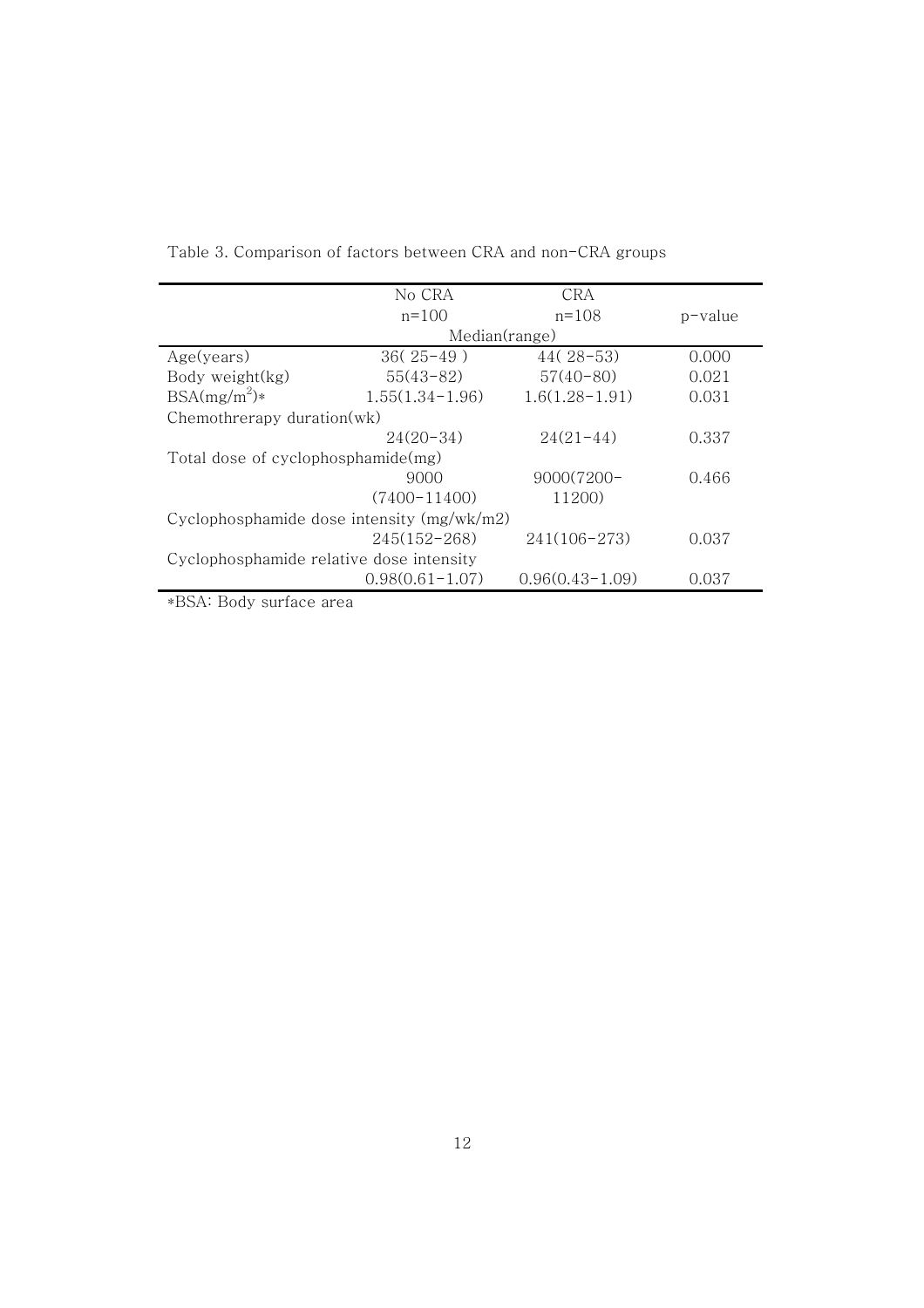Table 3. Comparison of factors between CRA and non-CRA groups

| | No CRA n=100 | CRA n=108 | p-value |
|---|---|---|---|
| | Median(range) | | |
| Age(years) | 36( 25-49 ) | 44( 28-53) | 0.000 |
| Body weight(kg) | 55(43-82) | 57(40-80) | 0.021 |
| BSA($mg/m^2$)* | 1.55(1.34-1.96) | 1.6(1.28-1.91) | 0.031 |
| Chemothrerapy duration(wk) | | | |
| | 24(20-34) | 24(21-44) | 0.337 |
| Total dose of cyclophosphamide(mg) | | | |
| | 9000 (7400-11400) | 9000(7200-11200) | 0.466 |
| Cyclophosphamide dose intensity (mg/wk/m2) | | | |
| | 245(152-268) | 241(106-273) | 0.037 |
| Cyclophosphamide relative dose intensity | | | |
| | 0.98(0.61-1.07) | 0.96(0.43-1.09) | 0.037 |

*BSA: Body surface area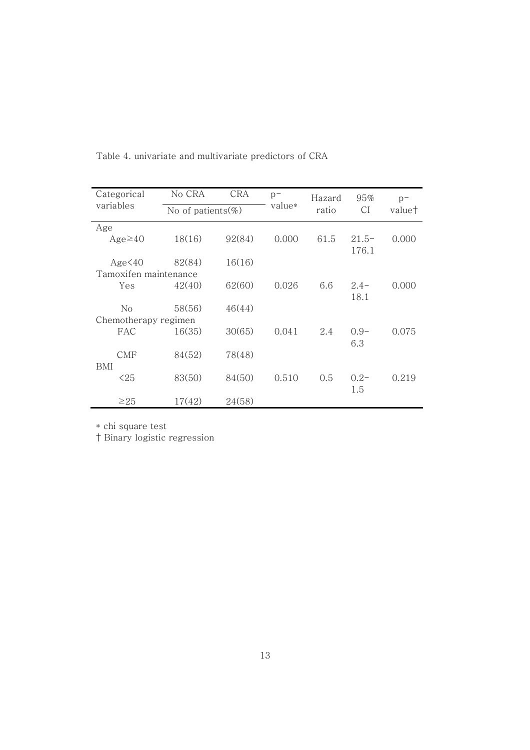Table 4. univariate and multivariate predictors of CRA

| Categorical variables | No CRA | CRA | p-value* | Hazard ratio | 95% CI | p-value† |
|---|---|---|---|---|---|---|
| | No of patients(%) | | | | | |
| Age | | | | | | |
| Age≥40 | 18(16) | 92(84) | 0.000 | 61.5 | 21.5-176.1 | 0.000 |
| Age<40 | 82(84) | 16(16) | | | | |
| Tamoxifen maintenance | | | | | | |
| Yes | 42(40) | 62(60) | 0.026 | 6.6 | 2.4-18.1 | 0.000 |
| No | 58(56) | 46(44) | | | | |
| Chemotherapy regimen | | | | | | |
| FAC | 16(35) | 30(65) | 0.041 | 2.4 | 0.9-6.3 | 0.075 |
| CMF | 84(52) | 78(48) | | | | |
| BMI | | | | | | |
| <25 | 83(50) | 84(50) | 0.510 | 0.5 | 0.2-1.5 | 0.219 |
| ≥25 | 17(42) | 24(58) | | | | |

* chi square test

† Binary logistic regression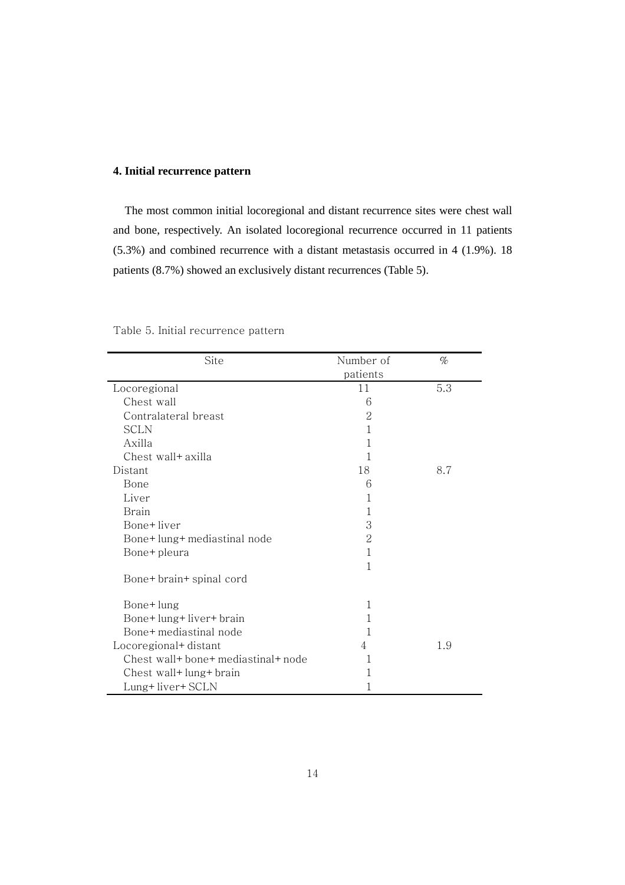### 4. Initial recurrence pattern

The most common initial locoregional and distant recurrence sites were chest wall and bone, respectively. An isolated locoregional recurrence occurred in 11 patients (5.3%) and combined recurrence with a distant metastasis occurred in 4 (1.9%). 18 patients (8.7%) showed an exclusively distant recurrences (Table 5).

Table 5. Initial recurrence pattern

| Site | Number of patients | % |
|---|---|---|
| Locoregional | 11 | 5.3 |
| Chest wall | 6 | |
| Contralateral breast | 2 | |
| SCLN | 1 | |
| Axilla | 1 | |
| Chest wall+ axilla | 1 | |
| Distant | 18 | 8.7 |
| Bone | 6 | |
| Liver | 1 | |
| Brain | 1 | |
| Bone+ liver | 3 | |
| Bone+ lung+ mediastinal node | 2 | |
| Bone+ pleura | 1 | |
| Bone+ brain+ spinal cord | 1 | |
| Bone+ lung | 1 | |
| Bone+ lung+ liver+ brain | 1 | |
| Bone+ mediastinal node | 1 | |
| Locoregional+ distant | 4 | 1.9 |
| Chest wall+ bone+ mediastinal+ node | 1 | |
| Chest wall+ lung+ brain | 1 | |
| Lung+ liver+ SCLN | 1 | |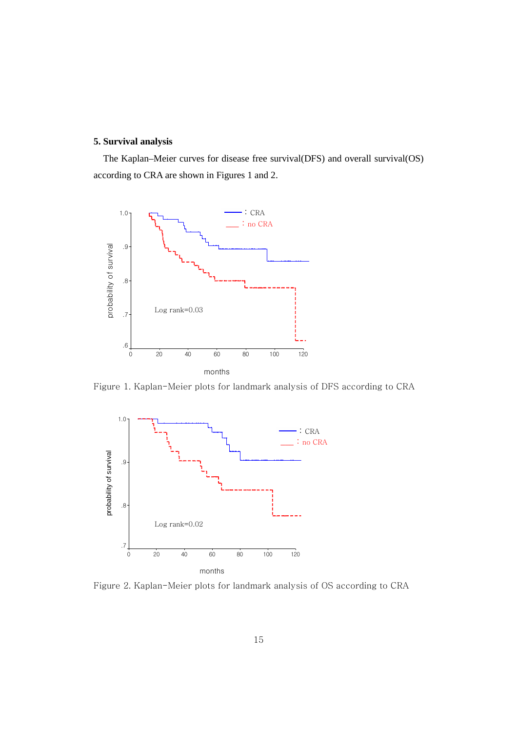## 5. Survival analysis

The Kaplan–Meier curves for disease free survival(DFS) and overall survival(OS) according to CRA are shown in Figures 1 and 2.

Figure 1. Kaplan-Meier plots for landmark analysis of DFS according to CRA

Figure 2. Kaplan-Meier plots for landmark analysis of OS according to CRA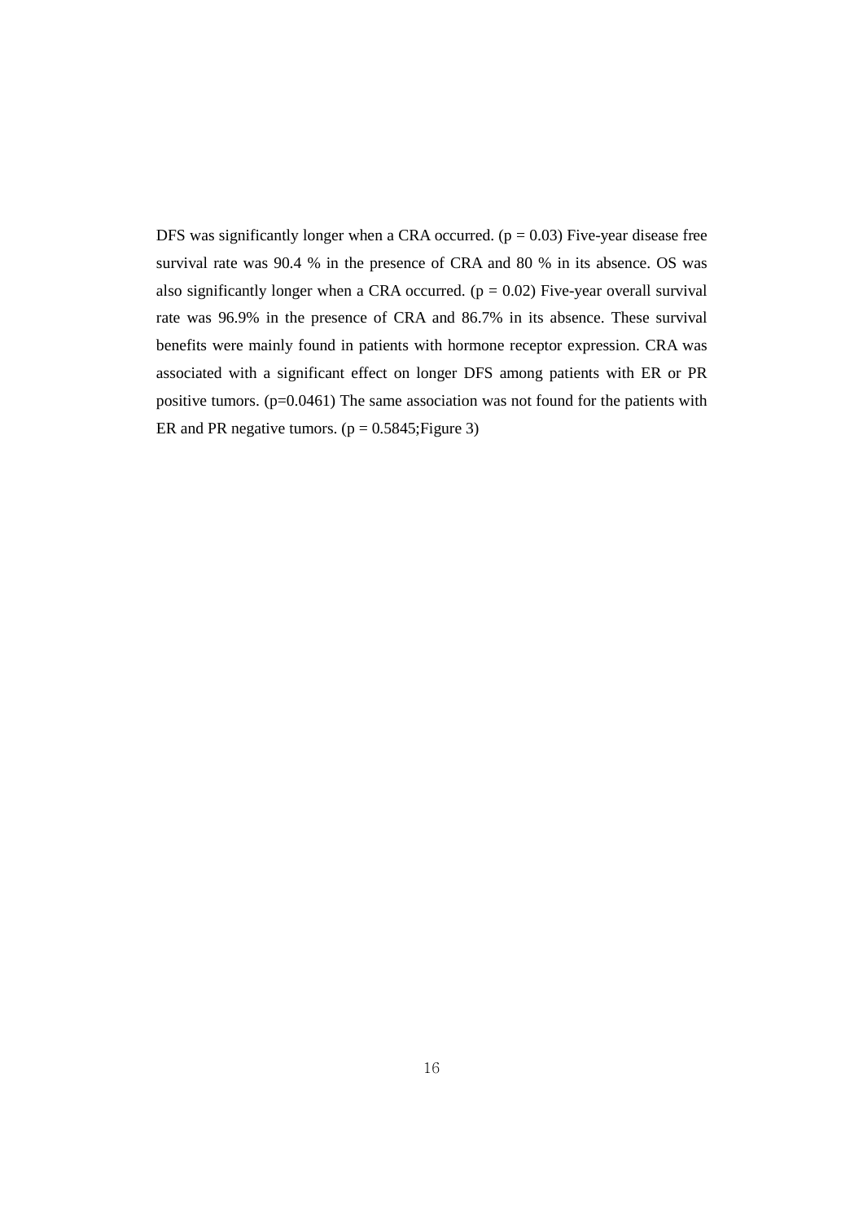DFS was significantly longer when a CRA occurred. ($p = 0.03$) Five-year disease free survival rate was 90.4 % in the presence of CRA and 80 % in its absence. OS was also significantly longer when a CRA occurred. ($p = 0.02$) Five-year overall survival rate was 96.9% in the presence of CRA and 86.7% in its absence. These survival benefits were mainly found in patients with hormone receptor expression. CRA was associated with a significant effect on longer DFS among patients with ER or PR positive tumors. ($p=0.0461$) The same association was not found for the patients with ER and PR negative tumors. ($p = 0.5845$;Figure 3)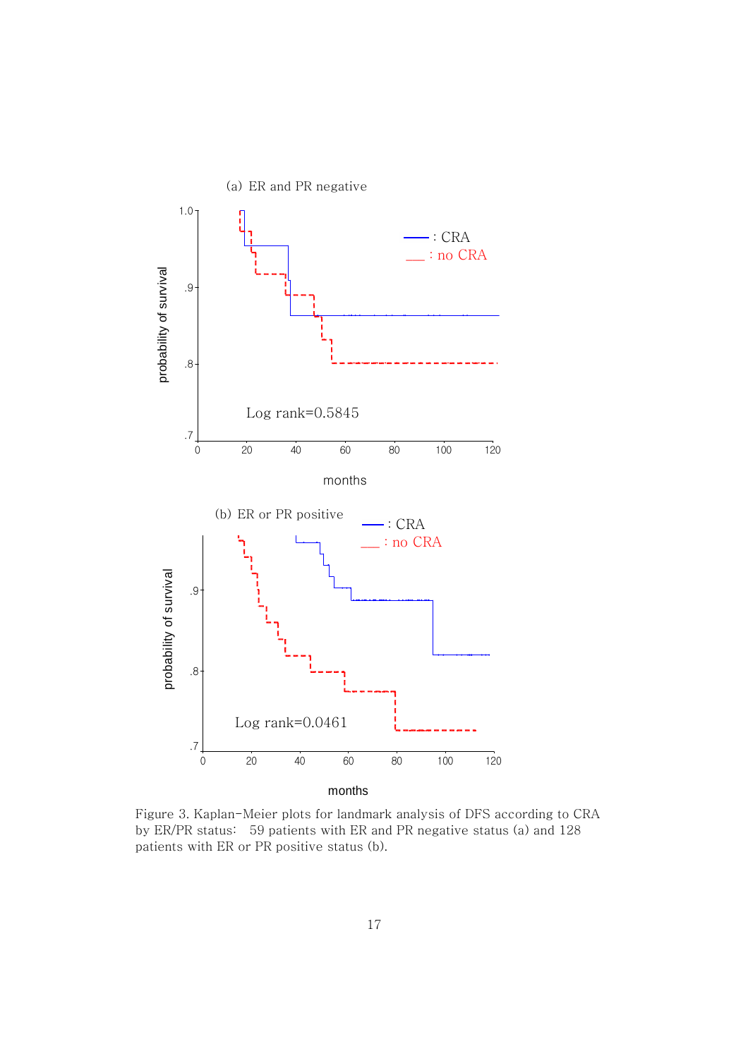(a) ER and PR negative

: CRA
: no CRA

Log rank=0.5845

probability of survival

months

(b) ER or PR positive

: CRA
: no CRA

Log rank=0.0461

probability of survival

months

Figure 3. Kaplan-Meier plots for landmark analysis of DFS according to CRA by ER/PR status: 59 patients with ER and PR negative status (a) and 128 patients with ER or PR positive status (b).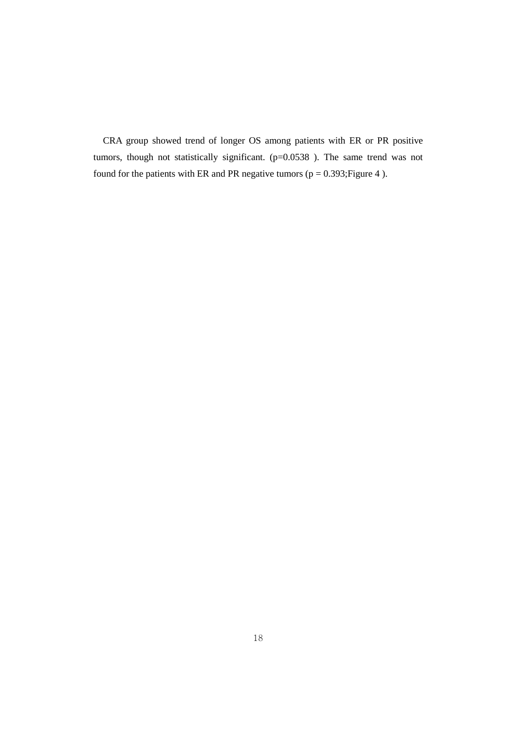CRA group showed trend of longer OS among patients with ER or PR positive tumors, though not statistically significant. ($p=0.0538$ ). The same trend was not found for the patients with ER and PR negative tumors ($p = 0.393$;Figure 4 ).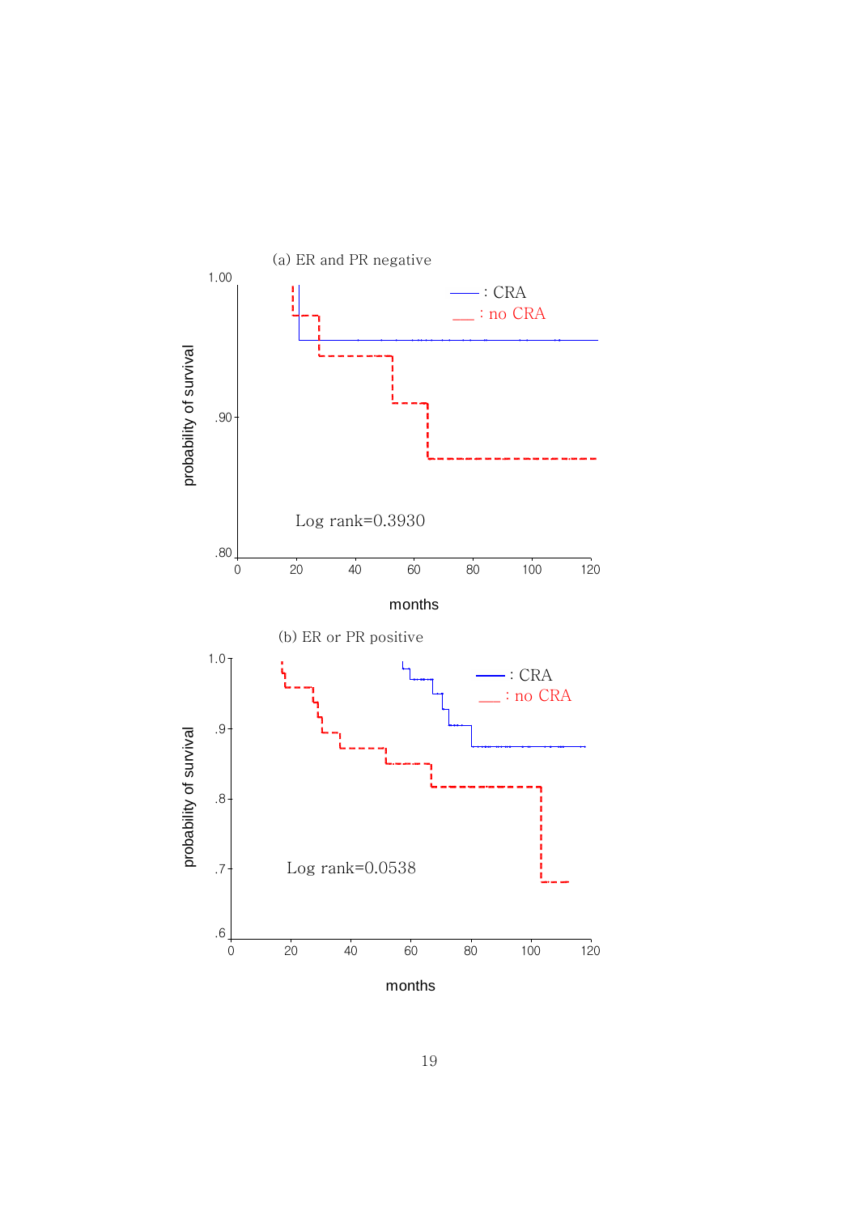(a) ER and PR negative

1.00

—— : CRA

___ : no CRA

.90

Log rank=0.3930

.80

0 20 40 60 80 100 120

months

probability of survival

(b) ER or PR positive

1.0

—— : CRA

___ : no CRA

.9

.8

.7

Log rank=0.0538

.6

0 20 40 60 80 100 120

months

probability of survival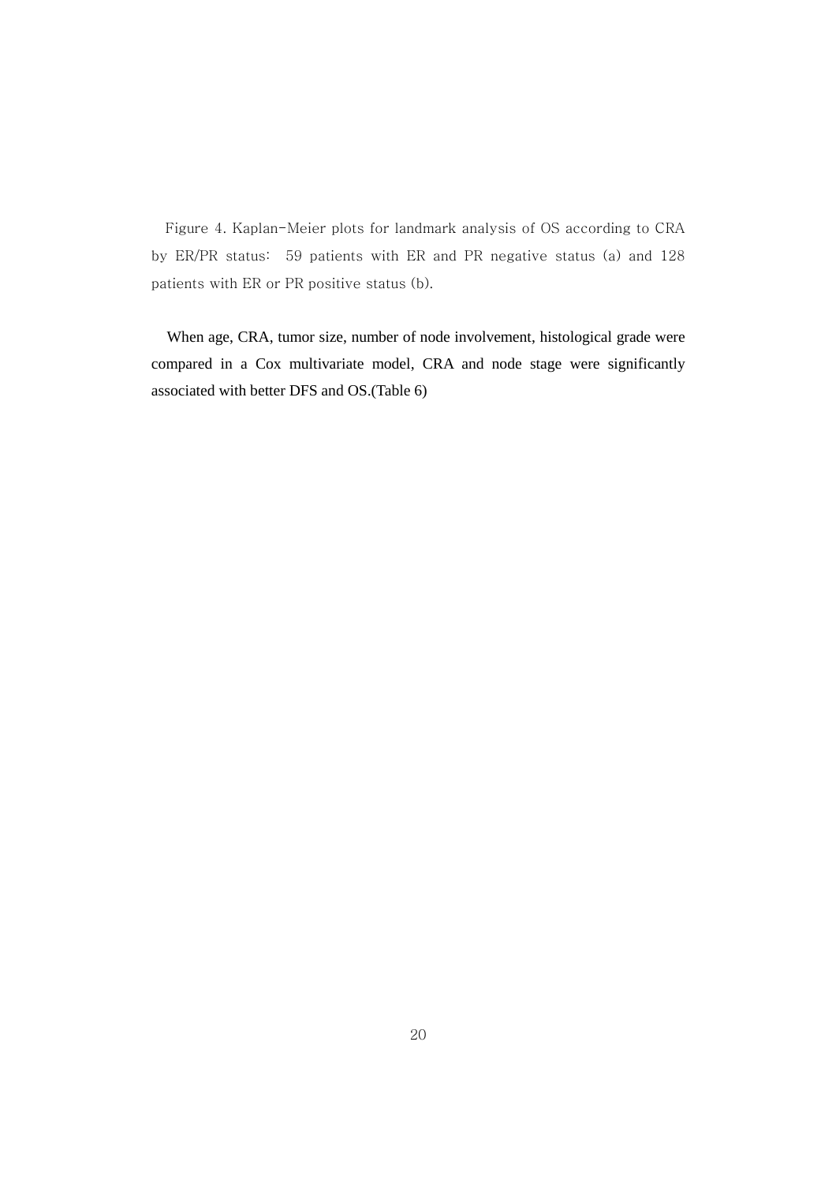Figure 4. Kaplan-Meier plots for landmark analysis of OS according to CRA by ER/PR status:  59 patients with ER and PR negative status (a) and 128 patients with ER or PR positive status (b).

When age, CRA, tumor size, number of node involvement, histological grade were compared in a Cox multivariate model, CRA and node stage were significantly associated with better DFS and OS.(Table 6)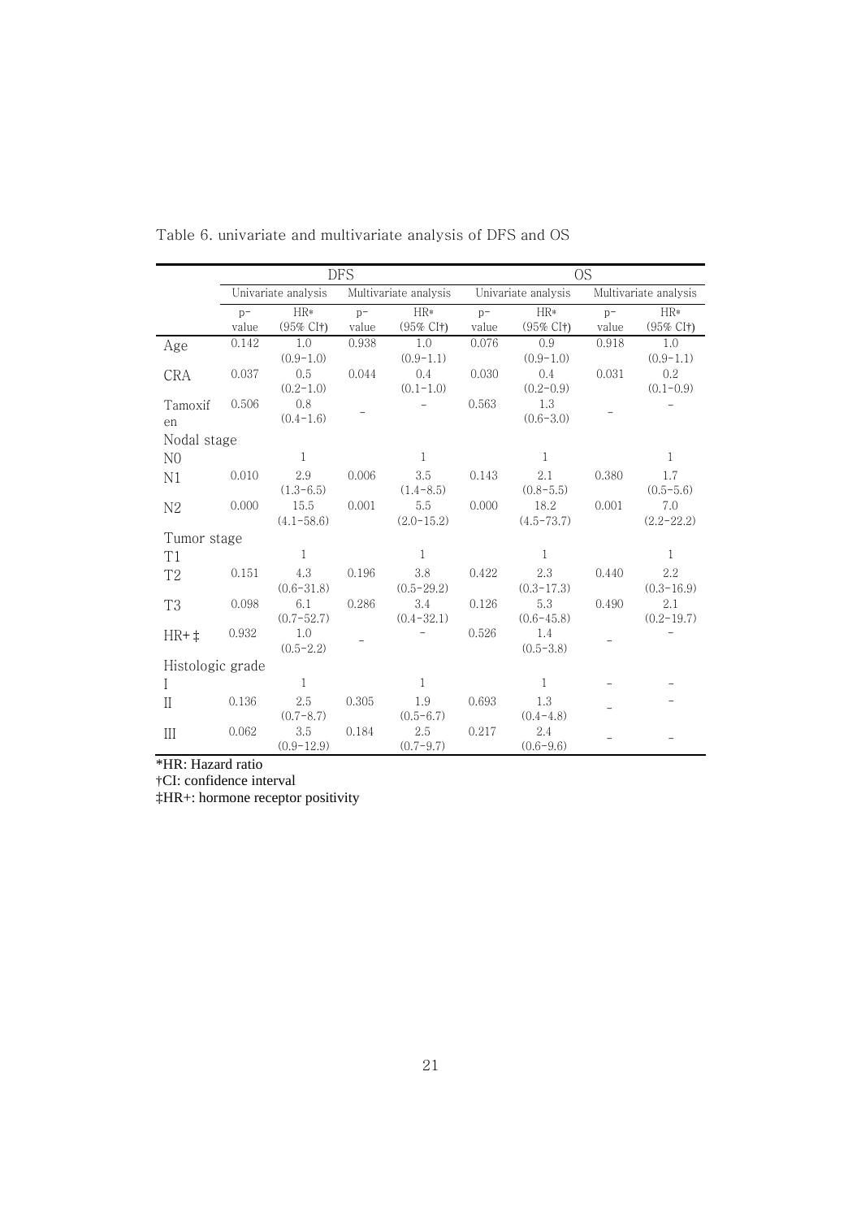Table 6. univariate and multivariate analysis of DFS and OS

| | DFS | | | | OS | | | |
|---|---|---|---|---|---|---|---|---|
| | Univariate analysis | | Multivariate analysis | | Univariate analysis | | Multivariate analysis | |
| | p-value | HR* (95% CI†) | p-value | HR* (95% CI†) | p-value | HR* (95% CI†) | p-value | HR* (95% CI†) |
| Age | 0.142 | 1.0 (0.9-1.0) | 0.938 | 1.0 (0.9-1.1) | 0.076 | 0.9 (0.9-1.0) | 0.918 | 1.0 (0.9-1.1) |
| CRA | 0.037 | 0.5 (0.2-1.0) | 0.044 | 0.4 (0.1-1.0) | 0.030 | 0.4 (0.2-0.9) | 0.031 | 0.2 (0.1-0.9) |
| Tamoxifen | 0.506 | 0.8 (0.4-1.6) | - | - | 0.563 | 1.3 (0.6-3.0) | - | - |
| Nodal stage | | | | | | | | |
| N0 | | 1 | | 1 | | 1 | | 1 |
| N1 | 0.010 | 2.9 (1.3-6.5) | 0.006 | 3.5 (1.4-8.5) | 0.143 | 2.1 (0.8-5.5) | 0.380 | 1.7 (0.5-5.6) |
| N2 | 0.000 | 15.5 (4.1-58.6) | 0.001 | 5.5 (2.0-15.2) | 0.000 | 18.2 (4.5-73.7) | 0.001 | 7.0 (2.2-22.2) |
| Tumor stage | | | | | | | | |
| T1 | | 1 | | 1 | | 1 | | 1 |
| T2 | 0.151 | 4.3 (0.6-31.8) | 0.196 | 3.8 (0.5-29.2) | 0.422 | 2.3 (0.3-17.3) | 0.440 | 2.2 (0.3-16.9) |
| T3 | 0.098 | 6.1 (0.7-52.7) | 0.286 | 3.4 (0.4-32.1) | 0.126 | 5.3 (0.6-45.8) | 0.490 | 2.1 (0.2-19.7) |
| HR+‡ | 0.932 | 1.0 (0.5-2.2) | - | - | 0.526 | 1.4 (0.5-3.8) | - | - |
| Histologic grade | | | | | | | | |
| I | | 1 | | 1 | | 1 | - | - |
| II | 0.136 | 2.5 (0.7-8.7) | 0.305 | 1.9 (0.5-6.7) | 0.693 | 1.3 (0.4-4.8) | - | - |
| III | 0.062 | 3.5 (0.9-12.9) | 0.184 | 2.5 (0.7-9.7) | 0.217 | 2.4 (0.6-9.6) | - | - |

*HR: Hazard ratio

†CI: confidence interval

‡HR+: hormone receptor positivity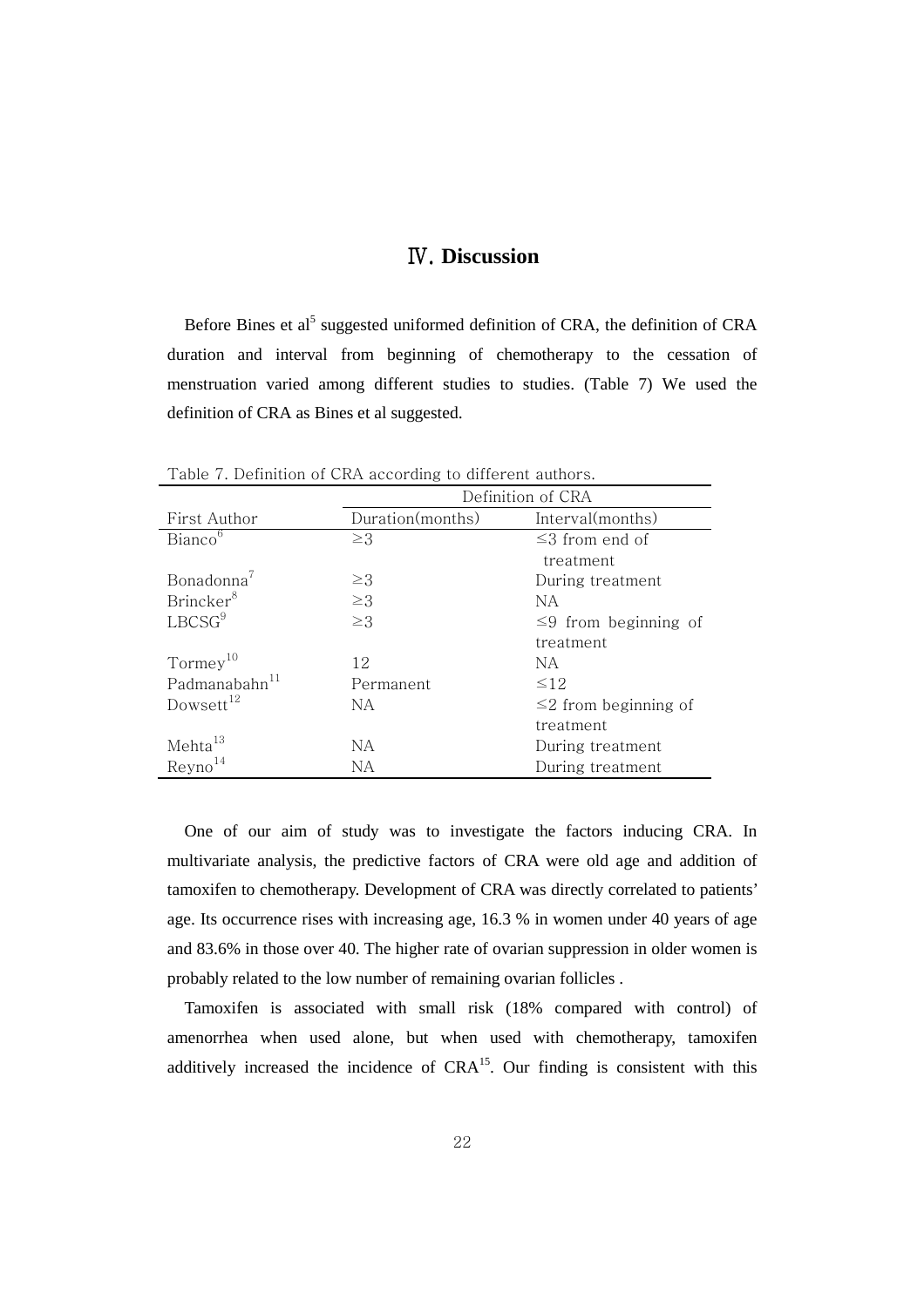# Ⅳ. Discussion

Before Bines et al[5] suggested uniformed definition of CRA, the definition of CRA duration and interval from beginning of chemotherapy to the cessation of menstruation varied among different studies to studies. (Table 7) We used the definition of CRA as Bines et al suggested.

Table 7. Definition of CRA according to different authors.

| | Definition of CRA | |
|---|---|---|
| First Author | Duration(months) | Interval(months) |
| Bianco[6] | ≥3 | ≤3 from end of treatment |
| Bonadonna[7] | ≥3 | During treatment |
| Brincker[8] | ≥3 | NA |
| LBCSG[9] | ≥3 | ≤9 from beginning of treatment |
| Tormey[10] | 12 | NA |
| Padmanabahn[11] | Permanent | ≤12 |
| Dowsett[12] | NA | ≤2 from beginning of treatment |
| Mehta[13] | NA | During treatment |
| Reyno[14] | NA | During treatment |

One of our aim of study was to investigate the factors inducing CRA. In multivariate analysis, the predictive factors of CRA were old age and addition of tamoxifen to chemotherapy. Development of CRA was directly correlated to patients' age. Its occurrence rises with increasing age, 16.3 % in women under 40 years of age and 83.6% in those over 40. The higher rate of ovarian suppression in older women is probably related to the low number of remaining ovarian follicles .

Tamoxifen is associated with small risk (18% compared with control) of amenorrhea when used alone, but when used with chemotherapy, tamoxifen additively increased the incidence of CRA[15]. Our finding is consistent with this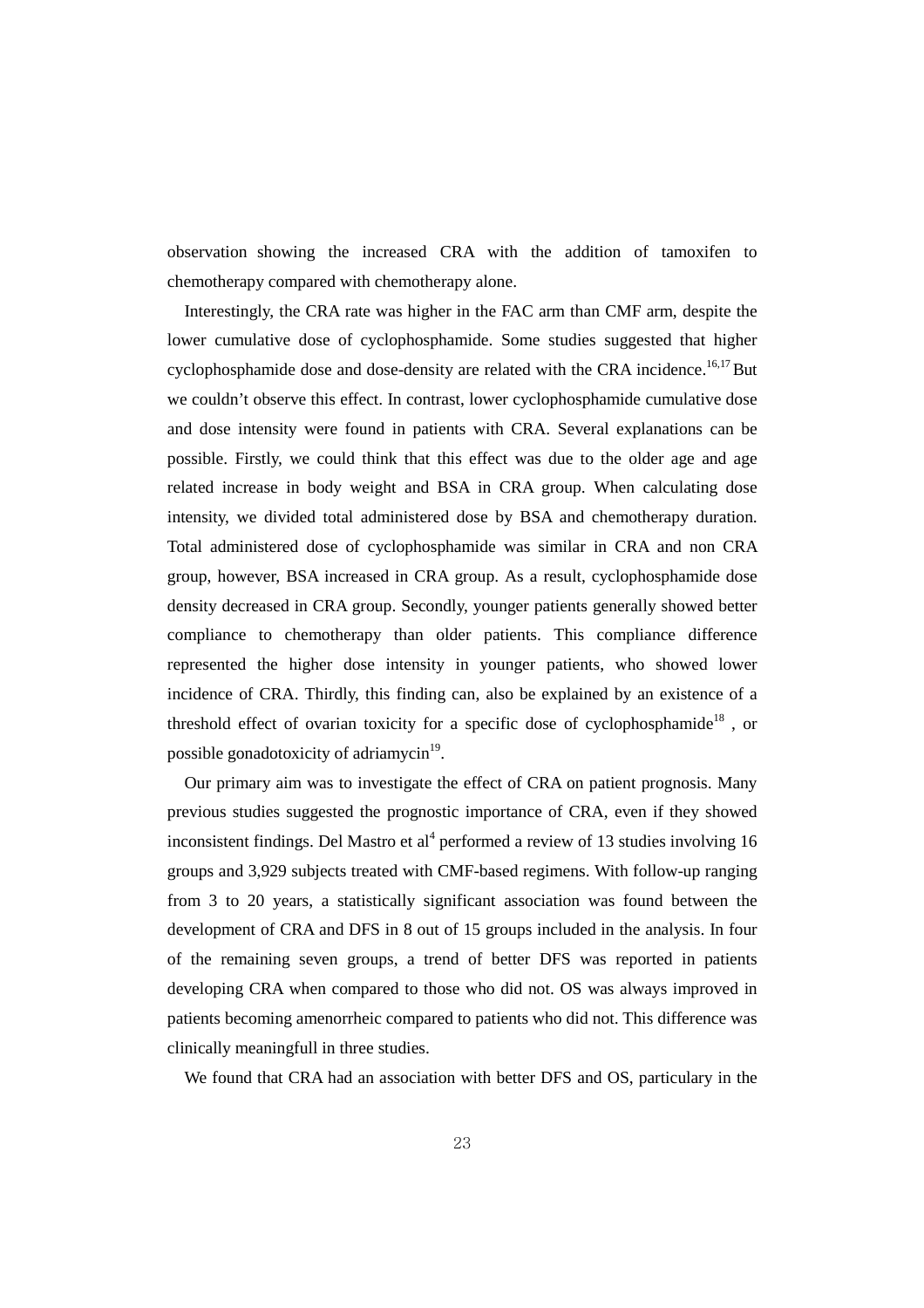observation showing the increased CRA with the addition of tamoxifen to chemotherapy compared with chemotherapy alone.

Interestingly, the CRA rate was higher in the FAC arm than CMF arm, despite the lower cumulative dose of cyclophosphamide. Some studies suggested that higher cyclophosphamide dose and dose-density are related with the CRA incidence.[16,17] But we couldn't observe this effect. In contrast, lower cyclophosphamide cumulative dose and dose intensity were found in patients with CRA. Several explanations can be possible. Firstly, we could think that this effect was due to the older age and age related increase in body weight and BSA in CRA group. When calculating dose intensity, we divided total administered dose by BSA and chemotherapy duration. Total administered dose of cyclophosphamide was similar in CRA and non CRA group, however, BSA increased in CRA group. As a result, cyclophosphamide dose density decreased in CRA group. Secondly, younger patients generally showed better compliance to chemotherapy than older patients. This compliance difference represented the higher dose intensity in younger patients, who showed lower incidence of CRA. Thirdly, this finding can, also be explained by an existence of a threshold effect of ovarian toxicity for a specific dose of cyclophosphamide[18] , or possible gonadotoxicity of adriamycin[19].

Our primary aim was to investigate the effect of CRA on patient prognosis. Many previous studies suggested the prognostic importance of CRA, even if they showed inconsistent findings. Del Mastro et al[4] performed a review of 13 studies involving 16 groups and 3,929 subjects treated with CMF-based regimens. With follow-up ranging from 3 to 20 years, a statistically significant association was found between the development of CRA and DFS in 8 out of 15 groups included in the analysis. In four of the remaining seven groups, a trend of better DFS was reported in patients developing CRA when compared to those who did not. OS was always improved in patients becoming amenorrheic compared to patients who did not. This difference was clinically meaningfull in three studies.

We found that CRA had an association with better DFS and OS, particulary in the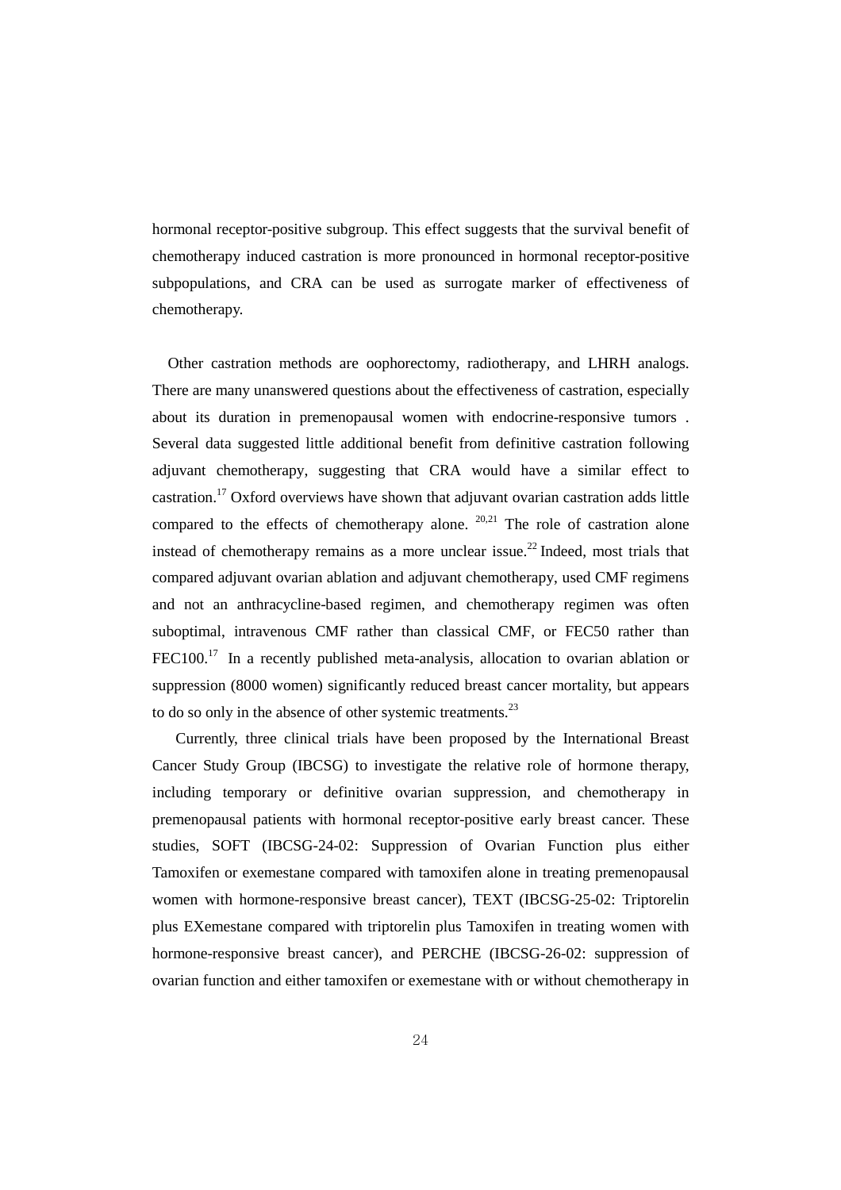hormonal receptor-positive subgroup. This effect suggests that the survival benefit of chemotherapy induced castration is more pronounced in hormonal receptor-positive subpopulations, and CRA can be used as surrogate marker of effectiveness of chemotherapy.

Other castration methods are oophorectomy, radiotherapy, and LHRH analogs. There are many unanswered questions about the effectiveness of castration, especially about its duration in premenopausal women with endocrine-responsive tumors . Several data suggested little additional benefit from definitive castration following adjuvant chemotherapy, suggesting that CRA would have a similar effect to castration.[17] Oxford overviews have shown that adjuvant ovarian castration adds little compared to the effects of chemotherapy alone. [20,21] The role of castration alone instead of chemotherapy remains as a more unclear issue.[22] Indeed, most trials that compared adjuvant ovarian ablation and adjuvant chemotherapy, used CMF regimens and not an anthracycline-based regimen, and chemotherapy regimen was often suboptimal, intravenous CMF rather than classical CMF, or FEC50 rather than FEC100.[17] In a recently published meta-analysis, allocation to ovarian ablation or suppression (8000 women) significantly reduced breast cancer mortality, but appears to do so only in the absence of other systemic treatments.[23]

Currently, three clinical trials have been proposed by the International Breast Cancer Study Group (IBCSG) to investigate the relative role of hormone therapy, including temporary or definitive ovarian suppression, and chemotherapy in premenopausal patients with hormonal receptor-positive early breast cancer. These studies, SOFT (IBCSG-24-02: Suppression of Ovarian Function plus either Tamoxifen or exemestane compared with tamoxifen alone in treating premenopausal women with hormone-responsive breast cancer), TEXT (IBCSG-25-02: Triptorelin plus EXemestane compared with triptorelin plus Tamoxifen in treating women with hormone-responsive breast cancer), and PERCHE (IBCSG-26-02: suppression of ovarian function and either tamoxifen or exemestane with or without chemotherapy in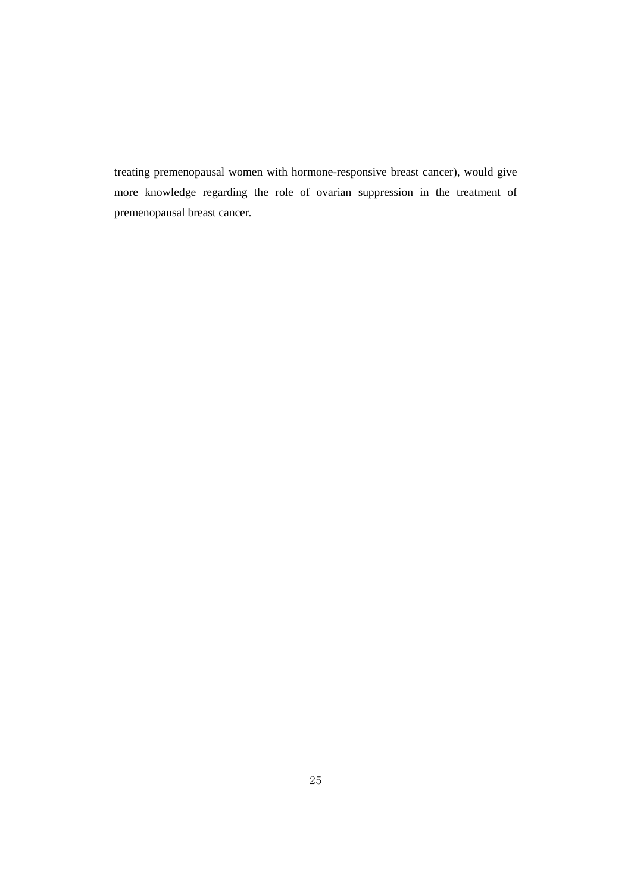treating premenopausal women with hormone-responsive breast cancer), would give more knowledge regarding the role of ovarian suppression in the treatment of premenopausal breast cancer.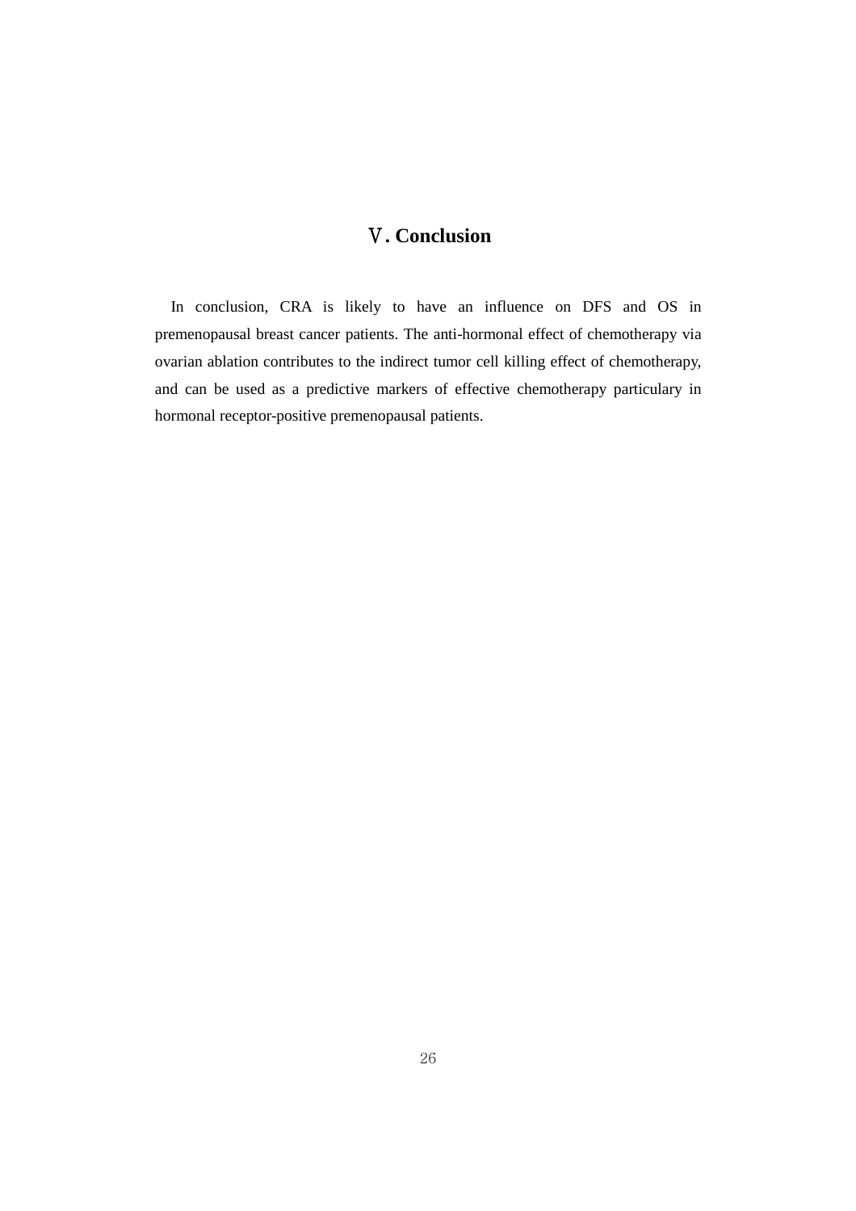# Ⅴ. Conclusion

In conclusion, CRA is likely to have an influence on DFS and OS in premenopausal breast cancer patients. The anti-hormonal effect of chemotherapy via ovarian ablation contributes to the indirect tumor cell killing effect of chemotherapy, and can be used as a predictive markers of effective chemotherapy particulary in hormonal receptor-positive premenopausal patients.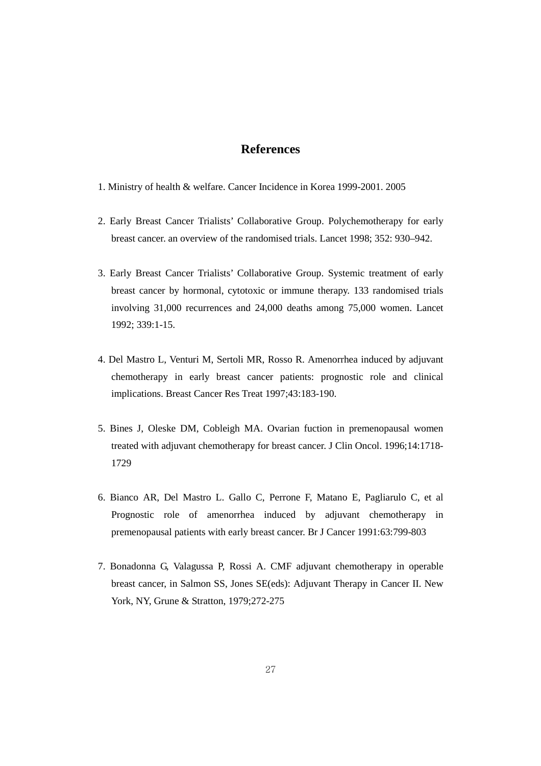# References

1. Ministry of health & welfare. Cancer Incidence in Korea 1999-2001. 2005

2. Early Breast Cancer Trialists' Collaborative Group. Polychemotherapy for early breast cancer. an overview of the randomised trials. Lancet 1998; 352: 930–942.

3. Early Breast Cancer Trialists' Collaborative Group. Systemic treatment of early breast cancer by hormonal, cytotoxic or immune therapy. 133 randomised trials involving 31,000 recurrences and 24,000 deaths among 75,000 women. Lancet 1992; 339:1-15.

4. Del Mastro L, Venturi M, Sertoli MR, Rosso R. Amenorrhea induced by adjuvant chemotherapy in early breast cancer patients: prognostic role and clinical implications. Breast Cancer Res Treat 1997;43:183-190.

5. Bines J, Oleske DM, Cobleigh MA. Ovarian fuction in premenopausal women treated with adjuvant chemotherapy for breast cancer. J Clin Oncol. 1996;14:1718-1729

6. Bianco AR, Del Mastro L. Gallo C, Perrone F, Matano E, Pagliarulo C, et al Prognostic role of amenorrhea induced by adjuvant chemotherapy in premenopausal patients with early breast cancer. Br J Cancer 1991:63:799-803

7. Bonadonna G, Valagussa P, Rossi A. CMF adjuvant chemotherapy in operable breast cancer, in Salmon SS, Jones SE(eds): Adjuvant Therapy in Cancer II. New York, NY, Grune & Stratton, 1979;272-275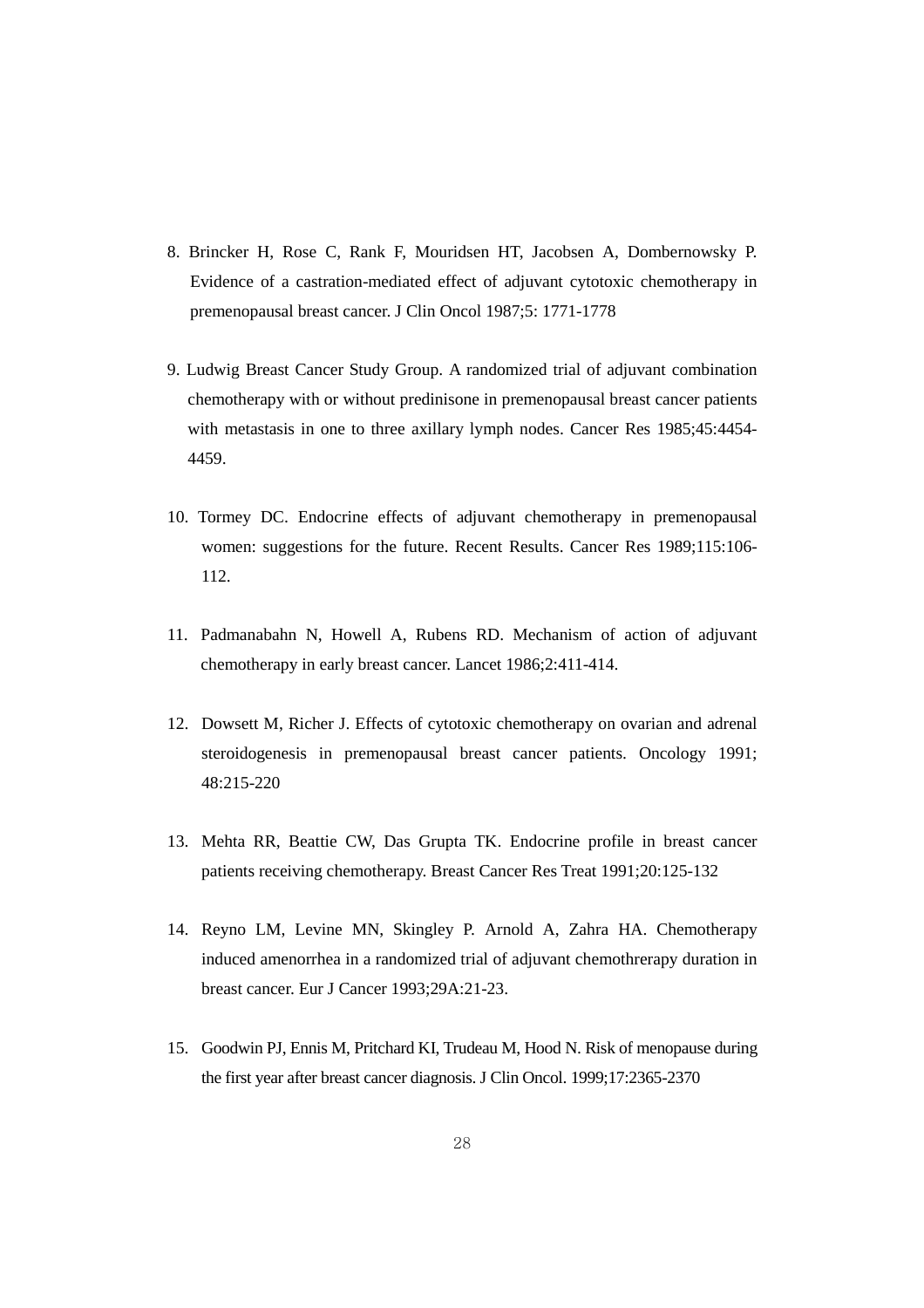8. Brincker H, Rose C, Rank F, Mouridsen HT, Jacobsen A, Dombernowsky P. Evidence of a castration-mediated effect of adjuvant cytotoxic chemotherapy in premenopausal breast cancer. J Clin Oncol 1987;5: 1771-1778

9. Ludwig Breast Cancer Study Group. A randomized trial of adjuvant combination chemotherapy with or without predinisone in premenopausal breast cancer patients with metastasis in one to three axillary lymph nodes. Cancer Res 1985;45:4454-4459.

10. Tormey DC. Endocrine effects of adjuvant chemotherapy in premenopausal women: suggestions for the future. Recent Results. Cancer Res 1989;115:106-112.

11. Padmanabahn N, Howell A, Rubens RD. Mechanism of action of adjuvant chemotherapy in early breast cancer. Lancet 1986;2:411-414.

12. Dowsett M, Richer J. Effects of cytotoxic chemotherapy on ovarian and adrenal steroidogenesis in premenopausal breast cancer patients. Oncology 1991; 48:215-220

13. Mehta RR, Beattie CW, Das Grupta TK. Endocrine profile in breast cancer patients receiving chemotherapy. Breast Cancer Res Treat 1991;20:125-132

14. Reyno LM, Levine MN, Skingley P. Arnold A, Zahra HA. Chemotherapy induced amenorrhea in a randomized trial of adjuvant chemothrerapy duration in breast cancer. Eur J Cancer 1993;29A:21-23.

15. Goodwin PJ, Ennis M, Pritchard KI, Trudeau M, Hood N. Risk of menopause during the first year after breast cancer diagnosis. J Clin Oncol. 1999;17:2365-2370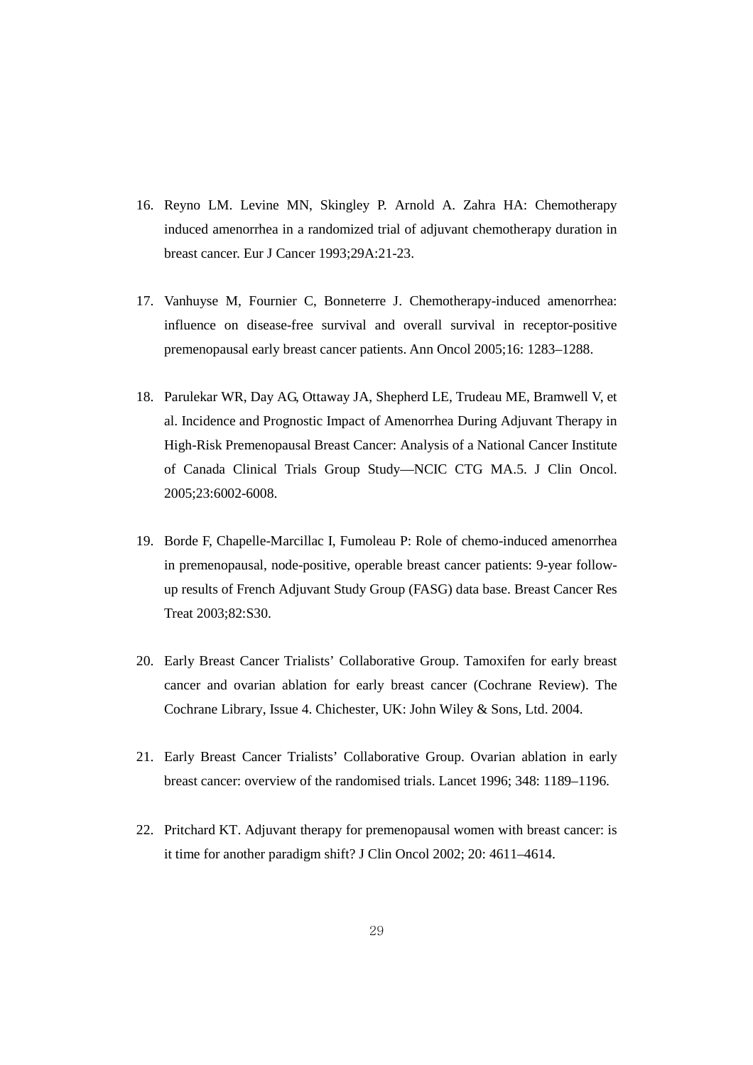16. Reyno LM. Levine MN, Skingley P. Arnold A. Zahra HA: Chemotherapy induced amenorrhea in a randomized trial of adjuvant chemotherapy duration in breast cancer. Eur J Cancer 1993;29A:21-23.

17. Vanhuyse M, Fournier C, Bonneterre J. Chemotherapy-induced amenorrhea: influence on disease-free survival and overall survival in receptor-positive premenopausal early breast cancer patients. Ann Oncol 2005;16: 1283–1288.

18. Parulekar WR, Day AG, Ottaway JA, Shepherd LE, Trudeau ME, Bramwell V, et al. Incidence and Prognostic Impact of Amenorrhea During Adjuvant Therapy in High-Risk Premenopausal Breast Cancer: Analysis of a National Cancer Institute of Canada Clinical Trials Group Study—NCIC CTG MA.5. J Clin Oncol. 2005;23:6002-6008.

19. Borde F, Chapelle-Marcillac I, Fumoleau P: Role of chemo-induced amenorrhea in premenopausal, node-positive, operable breast cancer patients: 9-year follow-up results of French Adjuvant Study Group (FASG) data base. Breast Cancer Res Treat 2003;82:S30.

20. Early Breast Cancer Trialists' Collaborative Group. Tamoxifen for early breast cancer and ovarian ablation for early breast cancer (Cochrane Review). The Cochrane Library, Issue 4. Chichester, UK: John Wiley & Sons, Ltd. 2004.

21. Early Breast Cancer Trialists' Collaborative Group. Ovarian ablation in early breast cancer: overview of the randomised trials. Lancet 1996; 348: 1189–1196.

22. Pritchard KT. Adjuvant therapy for premenopausal women with breast cancer: is it time for another paradigm shift? J Clin Oncol 2002; 20: 4611–4614.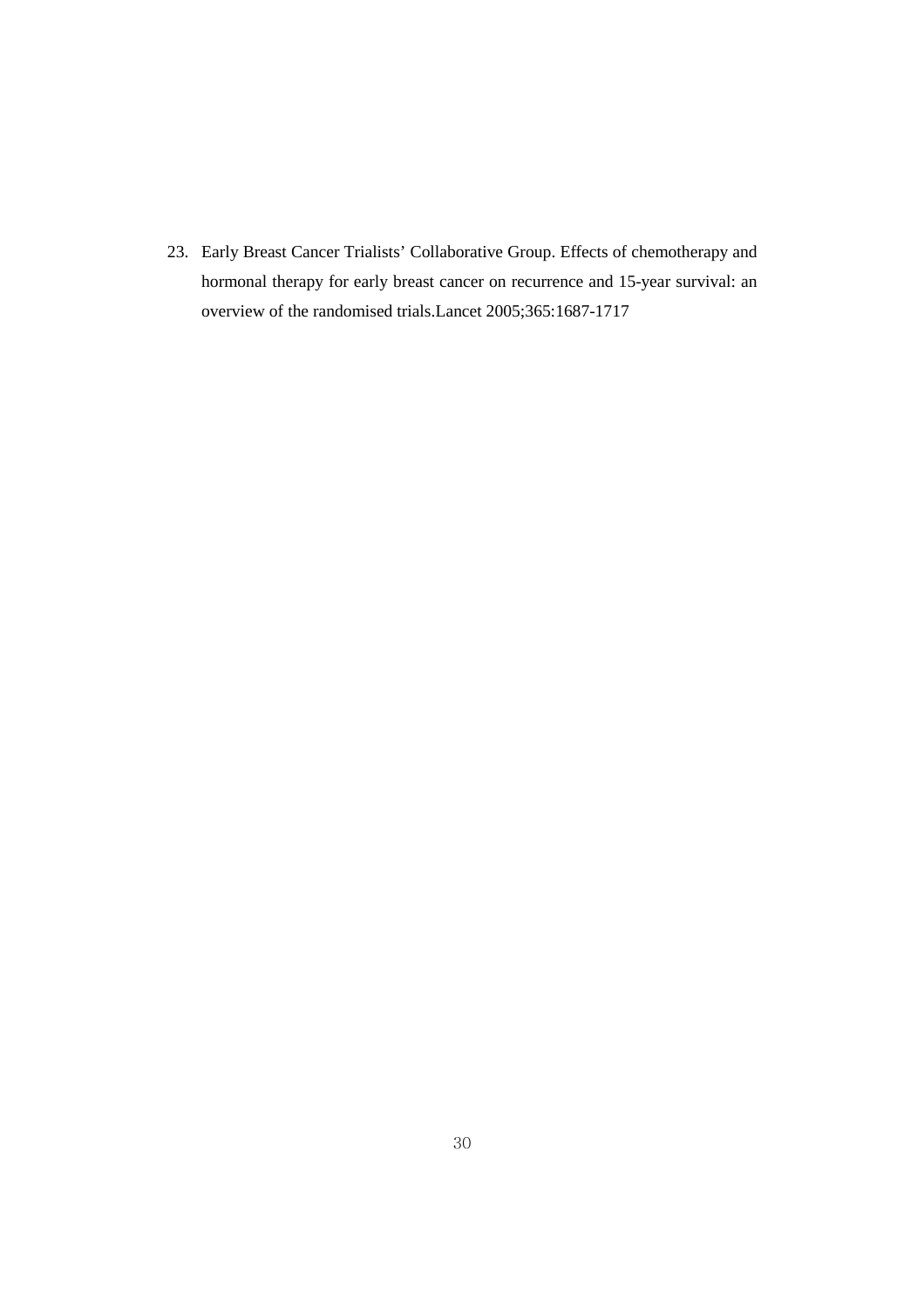23. Early Breast Cancer Trialists' Collaborative Group. Effects of chemotherapy and hormonal therapy for early breast cancer on recurrence and 15-year survival: an overview of the randomised trials.Lancet 2005;365:1687-1717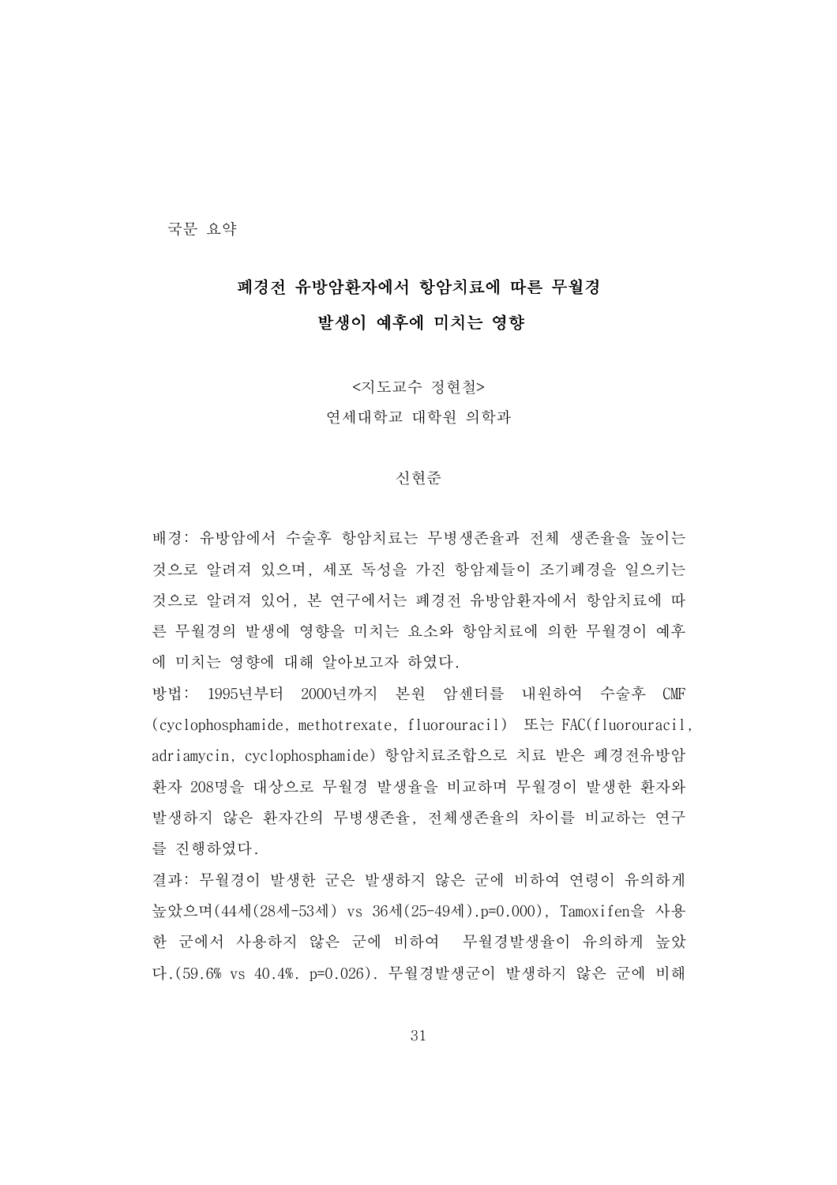국문 요약

# 폐경전 유방암환자에서 항암치료에 따른 무월경 발생이 예후에 미치는 영향

<지도교수 정현철>

연세대학교 대학원 의학과

신현준

배경: 유방암에서 수술후 항암치료는 무병생존율과 전체 생존율을 높이는 것으로 알려져 있으며, 세포 독성을 가진 항암제들이 조기폐경을 일으키는 것으로 알려져 있어, 본 연구에서는 폐경전 유방암환자에서 항암치료에 따른 무월경의 발생에 영향을 미치는 요소와 항암치료에 의한 무월경이 예후에 미치는 영향에 대해 알아보고자 하였다.

방법: 1995년부터 2000년까지 본원 암센터를 내원하여 수술후 CMF (cyclophosphamide, methotrexate, fluorouracil) 또는 FAC(fluorouracil, adriamycin, cyclophosphamide) 항암치료조합으로 치료 받은 폐경전유방암환자 208명을 대상으로 무월경 발생율을 비교하며 무월경이 발생한 환자와 발생하지 않은 환자간의 무병생존율, 전체생존율의 차이를 비교하는 연구를 진행하였다.

결과: 무월경이 발생한 군은 발생하지 않은 군에 비하여 연령이 유의하게 높았으며(44세(28세-53세) vs 36세(25-49세).p=0.000), Tamoxifen을 사용한 군에서 사용하지 않은 군에 비하여 무월경발생율이 유의하게 높았다.(59.6% vs 40.4%. p=0.026). 무월경발생군이 발생하지 않은 군에 비해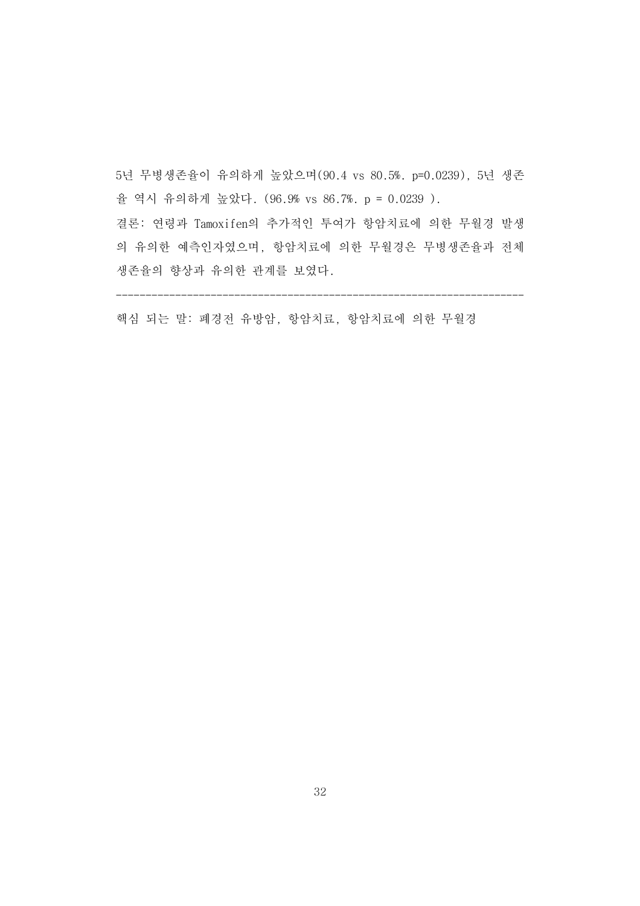5년 무병생존율이 유의하게 높았으며(90.4 vs 80.5%. p=0.0239), 5년 생존율 역시 유의하게 높았다. (96.9% vs 86.7%. p = 0.0239 ).

결론: 연령과 Tamoxifen의 추가적인 투여가 항암치료에 의한 무월경 발생의 유의한 예측인자였으며, 항암치료에 의한 무월경은 무병생존율과 전체생존율의 향상과 유의한 관계를 보였다.

---

핵심 되는 말: 폐경전 유방암, 항암치료, 항암치료에 의한 무월경